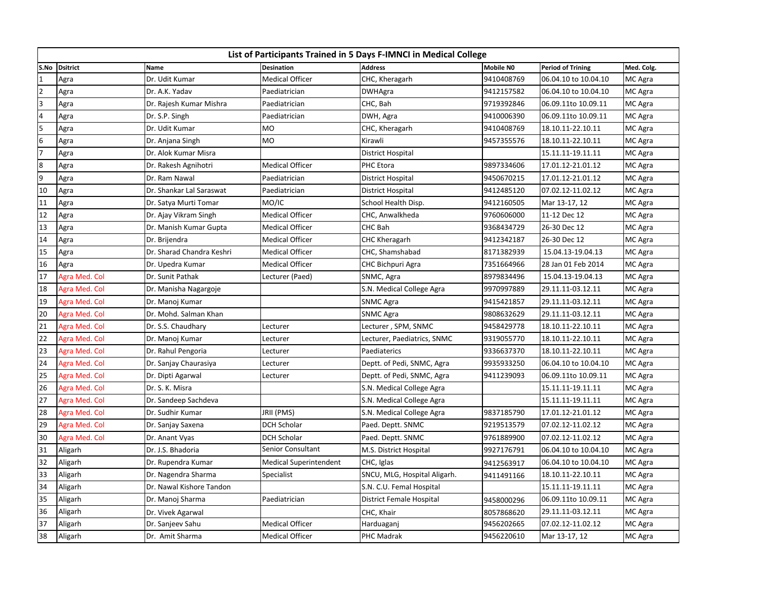| List of Participants Trained in 5 Days F-IMNCI in Medical College | | | | | | | |
|---|---|---|---|---|---|---|---|
| S.No | Dsitrict | Name | Desination | Address | Mobile N0 | Period of Trining | Med. Colg. |
| 1 | Agra | Dr. Udit Kumar | Medical Officer | CHC, Kheragarh | 9410408769 | 06.04.10 to 10.04.10 | MC Agra |
| 2 | Agra | Dr. A.K. Yadav | Paediatrician | DWHAgra | 9412157582 | 06.04.10 to 10.04.10 | MC Agra |
| 3 | Agra | Dr. Rajesh Kumar Mishra | Paediatrician | CHC, Bah | 9719392846 | 06.09.11to 10.09.11 | MC Agra |
| 4 | Agra | Dr. S.P. Singh | Paediatrician | DWH, Agra | 9410006390 | 06.09.11to 10.09.11 | MC Agra |
| 5 | Agra | Dr. Udit Kumar | MO | CHC, Kheragarh | 9410408769 | 18.10.11-22.10.11 | MC Agra |
| 6 | Agra | Dr. Anjana Singh | MO | Kirawli | 9457355576 | 18.10.11-22.10.11 | MC Agra |
| 7 | Agra | Dr. Alok Kumar Misra | | District Hospital | | 15.11.11-19.11.11 | MC Agra |
| 8 | Agra | Dr. Rakesh Agnihotri | Medical Officer | PHC Etora | 9897334606 | 17.01.12-21.01.12 | MC Agra |
| 9 | Agra | Dr. Ram Nawal | Paediatrician | District Hospital | 9450670215 | 17.01.12-21.01.12 | MC Agra |
| 10 | Agra | Dr. Shankar Lal Saraswat | Paediatrician | District Hospital | 9412485120 | 07.02.12-11.02.12 | MC Agra |
| 11 | Agra | Dr. Satya Murti Tomar | MO/IC | School Health Disp. | 9412160505 | Mar 13-17, 12 | MC Agra |
| 12 | Agra | Dr. Ajay Vikram Singh | Medical Officer | CHC, Anwalkheda | 9760606000 | 11-12 Dec 12 | MC Agra |
| 13 | Agra | Dr. Manish Kumar Gupta | Medical Officer | CHC Bah | 9368434729 | 26-30 Dec 12 | MC Agra |
| 14 | Agra | Dr. Brijendra | Medical Officer | CHC Kheragarh | 9412342187 | 26-30 Dec 12 | MC Agra |
| 15 | Agra | Dr. Sharad Chandra Keshri | Medical Officer | CHC, Shamshabad | 8171382939 | 15.04.13-19.04.13 | MC Agra |
| 16 | Agra | Dr. Upedra Kumar | Medical Officer | CHC Bichpuri Agra | 7351664966 | 28 Jan 01 Feb 2014 | MC Agra |
| 17 | Agra Med. Col | Dr. Sunit Pathak | Lecturer (Paed) | SNMC, Agra | 8979834496 | 15.04.13-19.04.13 | MC Agra |
| 18 | Agra Med. Col | Dr. Manisha Nagargoje | | S.N. Medical College Agra | 9970997889 | 29.11.11-03.12.11 | MC Agra |
| 19 | Agra Med. Col | Dr. Manoj Kumar | | SNMC Agra | 9415421857 | 29.11.11-03.12.11 | MC Agra |
| 20 | Agra Med. Col | Dr. Mohd. Salman Khan | | SNMC Agra | 9808632629 | 29.11.11-03.12.11 | MC Agra |
| 21 | Agra Med. Col | Dr. S.S. Chaudhary | Lecturer | Lecturer , SPM, SNMC | 9458429778 | 18.10.11-22.10.11 | MC Agra |
| 22 | Agra Med. Col | Dr. Manoj Kumar | Lecturer | Lecturer, Paediatrics, SNMC | 9319055770 | 18.10.11-22.10.11 | MC Agra |
| 23 | Agra Med. Col | Dr. Rahul Pengoria | Lecturer | Paediaterics | 9336637370 | 18.10.11-22.10.11 | MC Agra |
| 24 | Agra Med. Col | Dr. Sanjay Chaurasiya | Lecturer | Deptt. of Pedi, SNMC, Agra | 9935933250 | 06.04.10 to 10.04.10 | MC Agra |
| 25 | Agra Med. Col | Dr. Dipti Agarwal | Lecturer | Deptt. of Pedi, SNMC, Agra | 9411239093 | 06.09.11to 10.09.11 | MC Agra |
| 26 | Agra Med. Col | Dr. S. K. Misra | | S.N. Medical College Agra | | 15.11.11-19.11.11 | MC Agra |
| 27 | Agra Med. Col | Dr. Sandeep Sachdeva | | S.N. Medical College Agra | | 15.11.11-19.11.11 | MC Agra |
| 28 | Agra Med. Col | Dr. Sudhir Kumar | JRII (PMS) | S.N. Medical College Agra | 9837185790 | 17.01.12-21.01.12 | MC Agra |
| 29 | Agra Med. Col | Dr. Sanjay Saxena | DCH Scholar | Paed. Deptt. SNMC | 9219513579 | 07.02.12-11.02.12 | MC Agra |
| 30 | Agra Med. Col | Dr. Anant Vyas | DCH Scholar | Paed. Deptt. SNMC | 9761889900 | 07.02.12-11.02.12 | MC Agra |
| 31 | Aligarh | Dr. J.S. Bhadoria | Senior Consultant | M.S. District Hospital | 9927176791 | 06.04.10 to 10.04.10 | MC Agra |
| 32 | Aligarh | Dr. Rupendra Kumar | Medical Superintendent | CHC, Iglas | 9412563917 | 06.04.10 to 10.04.10 | MC Agra |
| 33 | Aligarh | Dr. Nagendra Sharma | Specialist | SNCU, MLG, Hospital Aligarh. | 9411491166 | 18.10.11-22.10.11 | MC Agra |
| 34 | Aligarh | Dr. Nawal Kishore Tandon | | S.N. C.U. Femal Hospital | | 15.11.11-19.11.11 | MC Agra |
| 35 | Aligarh | Dr. Manoj Sharma | Paediatrician | District Female Hospital | 9458000296 | 06.09.11to 10.09.11 | MC Agra |
| 36 | Aligarh | Dr. Vivek Agarwal | | CHC, Khair | 8057868620 | 29.11.11-03.12.11 | MC Agra |
| 37 | Aligarh | Dr. Sanjeev Sahu | Medical Officer | Harduaganj | 9456202665 | 07.02.12-11.02.12 | MC Agra |
| 38 | Aligarh | Dr. Amit Sharma | Medical Officer | PHC Madrak | 9456220610 | Mar 13-17, 12 | MC Agra |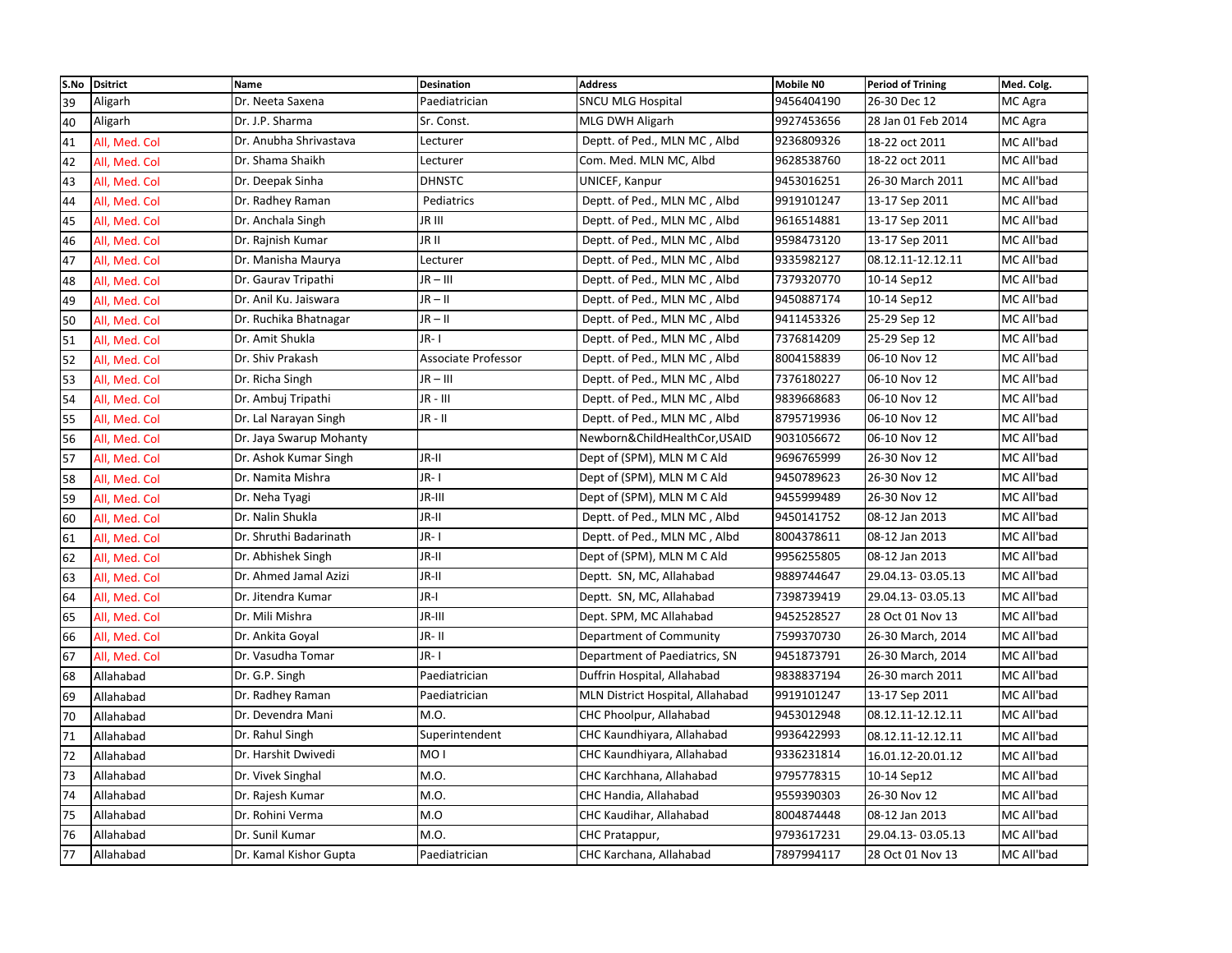| S.No | Dsitrict | Name | Desination | Address | Mobile N0 | Period of Trining | Med. Colg. |
|---|---|---|---|---|---|---|---|
| 39 | Aligarh | Dr. Neeta Saxena | Paediatrician | SNCU MLG Hospital | 9456404190 | 26-30 Dec 12 | MC Agra |
| 40 | Aligarh | Dr. J.P. Sharma | Sr. Const. | MLG DWH Aligarh | 9927453656 | 28 Jan 01 Feb 2014 | MC Agra |
| 41 | All, Med. Col | Dr. Anubha Shrivastava | Lecturer | Deptt. of Ped., MLN MC , Albd | 9236809326 | 18-22 oct 2011 | MC All'bad |
| 42 | All, Med. Col | Dr. Shama Shaikh | Lecturer | Com. Med. MLN MC, Albd | 9628538760 | 18-22 oct 2011 | MC All'bad |
| 43 | All, Med. Col | Dr. Deepak Sinha | DHNSTC | UNICEF, Kanpur | 9453016251 | 26-30 March 2011 | MC All'bad |
| 44 | All, Med. Col | Dr. Radhey Raman | Pediatrics | Deptt. of Ped., MLN MC , Albd | 9919101247 | 13-17 Sep 2011 | MC All'bad |
| 45 | All, Med. Col | Dr. Anchala Singh | JR III | Deptt. of Ped., MLN MC , Albd | 9616514881 | 13-17 Sep 2011 | MC All'bad |
| 46 | All, Med. Col | Dr. Rajnish Kumar | JR II | Deptt. of Ped., MLN MC , Albd | 9598473120 | 13-17 Sep 2011 | MC All'bad |
| 47 | All, Med. Col | Dr. Manisha Maurya | Lecturer | Deptt. of Ped., MLN MC , Albd | 9335982127 | 08.12.11-12.12.11 | MC All'bad |
| 48 | All, Med. Col | Dr. Gaurav Tripathi | JR – III | Deptt. of Ped., MLN MC , Albd | 7379320770 | 10-14 Sep12 | MC All'bad |
| 49 | All, Med. Col | Dr. Anil Ku. Jaiswara | JR – II | Deptt. of Ped., MLN MC , Albd | 9450887174 | 10-14 Sep12 | MC All'bad |
| 50 | All, Med. Col | Dr. Ruchika Bhatnagar | JR – II | Deptt. of Ped., MLN MC , Albd | 9411453326 | 25-29 Sep 12 | MC All'bad |
| 51 | All, Med. Col | Dr. Amit Shukla | JR- I | Deptt. of Ped., MLN MC , Albd | 7376814209 | 25-29 Sep 12 | MC All'bad |
| 52 | All, Med. Col | Dr. Shiv Prakash | Associate Professor | Deptt. of Ped., MLN MC , Albd | 8004158839 | 06-10 Nov 12 | MC All'bad |
| 53 | All, Med. Col | Dr. Richa Singh | JR – III | Deptt. of Ped., MLN MC , Albd | 7376180227 | 06-10 Nov 12 | MC All'bad |
| 54 | All, Med. Col | Dr. Ambuj Tripathi | JR - III | Deptt. of Ped., MLN MC , Albd | 9839668683 | 06-10 Nov 12 | MC All'bad |
| 55 | All, Med. Col | Dr. Lal Narayan Singh | JR - II | Deptt. of Ped., MLN MC , Albd | 8795719936 | 06-10 Nov 12 | MC All'bad |
| 56 | All, Med. Col | Dr. Jaya Swarup Mohanty | | Newborn&ChildHealthCor,USAID | 9031056672 | 06-10 Nov 12 | MC All'bad |
| 57 | All, Med. Col | Dr. Ashok Kumar Singh | JR-II | Dept of (SPM), MLN M C Ald | 9696765999 | 26-30 Nov 12 | MC All'bad |
| 58 | All, Med. Col | Dr. Namita Mishra | JR- I | Dept of (SPM), MLN M C Ald | 9450789623 | 26-30 Nov 12 | MC All'bad |
| 59 | All, Med. Col | Dr. Neha Tyagi | JR-III | Dept of (SPM), MLN M C Ald | 9455999489 | 26-30 Nov 12 | MC All'bad |
| 60 | All, Med. Col | Dr. Nalin Shukla | JR-II | Deptt. of Ped., MLN MC , Albd | 9450141752 | 08-12 Jan 2013 | MC All'bad |
| 61 | All, Med. Col | Dr. Shruthi Badarinath | JR- I | Deptt. of Ped., MLN MC , Albd | 8004378611 | 08-12 Jan 2013 | MC All'bad |
| 62 | All, Med. Col | Dr. Abhishek Singh | JR-II | Dept of (SPM), MLN M C Ald | 9956255805 | 08-12 Jan 2013 | MC All'bad |
| 63 | All, Med. Col | Dr. Ahmed Jamal Azizi | JR-II | Deptt. SN, MC, Allahabad | 9889744647 | 29.04.13- 03.05.13 | MC All'bad |
| 64 | All, Med. Col | Dr. Jitendra Kumar | JR-I | Deptt. SN, MC, Allahabad | 7398739419 | 29.04.13- 03.05.13 | MC All'bad |
| 65 | All, Med. Col | Dr. Mili Mishra | JR-III | Dept. SPM, MC Allahabad | 9452528527 | 28 Oct 01 Nov 13 | MC All'bad |
| 66 | All, Med. Col | Dr. Ankita Goyal | JR- II | Department of Community | 7599370730 | 26-30 March, 2014 | MC All'bad |
| 67 | All, Med. Col | Dr. Vasudha Tomar | JR- I | Department of Paediatrics, SN | 9451873791 | 26-30 March, 2014 | MC All'bad |
| 68 | Allahabad | Dr. G.P. Singh | Paediatrician | Duffrin Hospital, Allahabad | 9838837194 | 26-30 march 2011 | MC All'bad |
| 69 | Allahabad | Dr. Radhey Raman | Paediatrician | MLN District Hospital, Allahabad | 9919101247 | 13-17 Sep 2011 | MC All'bad |
| 70 | Allahabad | Dr. Devendra Mani | M.O. | CHC Phoolpur, Allahabad | 9453012948 | 08.12.11-12.12.11 | MC All'bad |
| 71 | Allahabad | Dr. Rahul Singh | Superintendent | CHC Kaundhiyara, Allahabad | 9936422993 | 08.12.11-12.12.11 | MC All'bad |
| 72 | Allahabad | Dr. Harshit Dwivedi | MO I | CHC Kaundhiyara, Allahabad | 9336231814 | 16.01.12-20.01.12 | MC All'bad |
| 73 | Allahabad | Dr. Vivek Singhal | M.O. | CHC Karchhana, Allahabad | 9795778315 | 10-14 Sep12 | MC All'bad |
| 74 | Allahabad | Dr. Rajesh Kumar | M.O. | CHC Handia, Allahabad | 9559390303 | 26-30 Nov 12 | MC All'bad |
| 75 | Allahabad | Dr. Rohini Verma | M.O | CHC Kaudihar, Allahabad | 8004874448 | 08-12 Jan 2013 | MC All'bad |
| 76 | Allahabad | Dr. Sunil Kumar | M.O. | CHC Pratappur, | 9793617231 | 29.04.13- 03.05.13 | MC All'bad |
| 77 | Allahabad | Dr. Kamal Kishor Gupta | Paediatrician | CHC Karchana, Allahabad | 7897994117 | 28 Oct 01 Nov 13 | MC All'bad |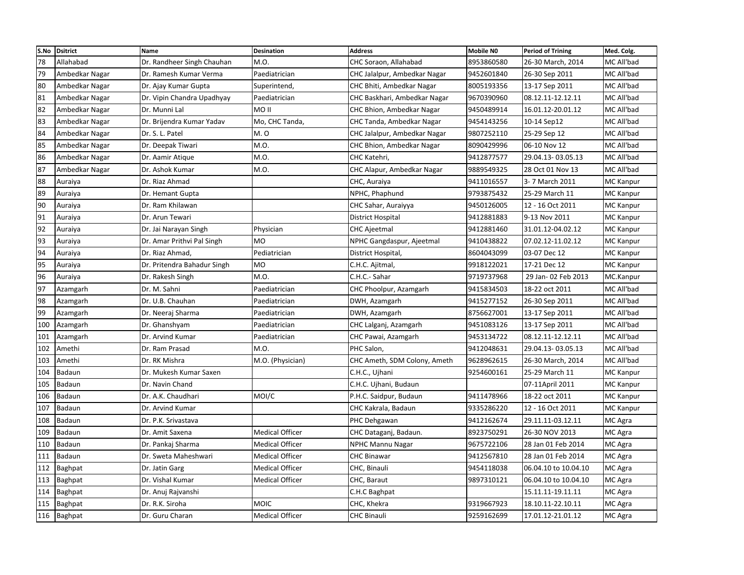| S.No | Dsitrict | Name | Desination | Address | Mobile N0 | Period of Trining | Med. Colg. |
|---|---|---|---|---|---|---|---|
| 78 | Allahabad | Dr. Randheer Singh Chauhan | M.O. | CHC Soraon, Allahabad | 8953860580 | 26-30 March, 2014 | MC All'bad |
| 79 | Ambedkar Nagar | Dr. Ramesh Kumar Verma | Paediatrician | CHC Jalalpur, Ambedkar Nagar | 9452601840 | 26-30 Sep 2011 | MC All'bad |
| 80 | Ambedkar Nagar | Dr. Ajay Kumar Gupta | Superintend, | CHC Bhiti, Ambedkar Nagar | 8005193356 | 13-17 Sep 2011 | MC All'bad |
| 81 | Ambedkar Nagar | Dr. Vipin Chandra Upadhyay | Paediatrician | CHC Baskhari, Ambedkar Nagar | 9670390960 | 08.12.11-12.12.11 | MC All'bad |
| 82 | Ambedkar Nagar | Dr. Munni Lal | MO II | CHC Bhion, Ambedkar Nagar | 9450489914 | 16.01.12-20.01.12 | MC All'bad |
| 83 | Ambedkar Nagar | Dr. Brijendra Kumar Yadav | Mo, CHC Tanda, | CHC Tanda, Ambedkar Nagar | 9454143256 | 10-14 Sep12 | MC All'bad |
| 84 | Ambedkar Nagar | Dr. S. L. Patel | M. O | CHC Jalalpur, Ambedkar Nagar | 9807252110 | 25-29 Sep 12 | MC All'bad |
| 85 | Ambedkar Nagar | Dr. Deepak Tiwari | M.O. | CHC Bhion, Ambedkar Nagar | 8090429996 | 06-10 Nov 12 | MC All'bad |
| 86 | Ambedkar Nagar | Dr. Aamir Atique | M.O. | CHC Katehri, | 9412877577 | 29.04.13- 03.05.13 | MC All'bad |
| 87 | Ambedkar Nagar | Dr. Ashok Kumar | M.O. | CHC Alapur, Ambedkar Nagar | 9889549325 | 28 Oct 01 Nov 13 | MC All'bad |
| 88 | Auraiya | Dr. Riaz Ahmad | | CHC, Auraiya | 9411016557 | 3- 7 March 2011 | MC Kanpur |
| 89 | Auraiya | Dr. Hemant Gupta | | NPHC, Phaphund | 9793875432 | 25-29 March 11 | MC Kanpur |
| 90 | Auraiya | Dr. Ram Khilawan | | CHC Sahar, Auraiyya | 9450126005 | 12 - 16 Oct 2011 | MC Kanpur |
| 91 | Auraiya | Dr. Arun Tewari | | District Hospital | 9412881883 | 9-13 Nov 2011 | MC Kanpur |
| 92 | Auraiya | Dr. Jai Narayan Singh | Physician | CHC Ajeetmal | 9412881460 | 31.01.12-04.02.12 | MC Kanpur |
| 93 | Auraiya | Dr. Amar Prithvi Pal Singh | MO | NPHC Gangdaspur, Ajeetmal | 9410438822 | 07.02.12-11.02.12 | MC Kanpur |
| 94 | Auraiya | Dr. Riaz Ahmad, | Pediatrician | District Hospital, | 8604043099 | 03-07 Dec 12 | MC Kanpur |
| 95 | Auraiya | Dr. Pritendra Bahadur Singh | MO | C.H.C. Ajitmal, | 9918122021 | 17-21 Dec 12 | MC Kanpur |
| 96 | Auraiya | Dr. Rakesh Singh | M.O. | C.H.C.- Sahar | 9719737968 | 29 Jan- 02 Feb 2013 | MC.Kanpur |
| 97 | Azamgarh | Dr. M. Sahni | Paediatrician | CHC Phoolpur, Azamgarh | 9415834503 | 18-22 oct 2011 | MC All'bad |
| 98 | Azamgarh | Dr. U.B. Chauhan | Paediatrician | DWH, Azamgarh | 9415277152 | 26-30 Sep 2011 | MC All'bad |
| 99 | Azamgarh | Dr. Neeraj Sharma | Paediatrician | DWH, Azamgarh | 8756627001 | 13-17 Sep 2011 | MC All'bad |
| 100 | Azamgarh | Dr. Ghanshyam | Paediatrician | CHC Lalganj, Azamgarh | 9451083126 | 13-17 Sep 2011 | MC All'bad |
| 101 | Azamgarh | Dr. Arvind Kumar | Paediatrician | CHC Pawai, Azamgarh | 9453134722 | 08.12.11-12.12.11 | MC All'bad |
| 102 | Amethi | Dr. Ram Prasad | M.O. | PHC Salon, | 9412048631 | 29.04.13- 03.05.13 | MC All'bad |
| 103 | Amethi | Dr. RK Mishra | M.O. (Physician) | CHC Ameth, SDM Colony, Ameth | 9628962615 | 26-30 March, 2014 | MC All'bad |
| 104 | Badaun | Dr. Mukesh Kumar Saxen | | C.H.C., Ujhani | 9254600161 | 25-29 March 11 | MC Kanpur |
| 105 | Badaun | Dr. Navin Chand | | C.H.C. Ujhani, Budaun | | 07-11April 2011 | MC Kanpur |
| 106 | Badaun | Dr. A.K. Chaudhari | MOI/C | P.H.C. Saidpur, Budaun | 9411478966 | 18-22 oct 2011 | MC Kanpur |
| 107 | Badaun | Dr. Arvind Kumar | | CHC Kakrala, Badaun | 9335286220 | 12 - 16 Oct 2011 | MC Kanpur |
| 108 | Badaun | Dr. P.K. Srivastava | | PHC Dehgawan | 9412162674 | 29.11.11-03.12.11 | MC Agra |
| 109 | Badaun | Dr. Amit Saxena | Medical Officer | CHC Dataganj, Badaun. | 8923750291 | 26-30 NOV 2013 | MC Agra |
| 110 | Badaun | Dr. Pankaj Sharma | Medical Officer | NPHC Mannu Nagar | 9675722106 | 28 Jan 01 Feb 2014 | MC Agra |
| 111 | Badaun | Dr. Sweta Maheshwari | Medical Officer | CHC Binawar | 9412567810 | 28 Jan 01 Feb 2014 | MC Agra |
| 112 | Baghpat | Dr. Jatin Garg | Medical Officer | CHC, Binauli | 9454118038 | 06.04.10 to 10.04.10 | MC Agra |
| 113 | Baghpat | Dr. Vishal Kumar | Medical Officer | CHC, Baraut | 9897310121 | 06.04.10 to 10.04.10 | MC Agra |
| 114 | Baghpat | Dr. Anuj Rajvanshi | | C.H.C Baghpat | | 15.11.11-19.11.11 | MC Agra |
| 115 | Baghpat | Dr. R.K. Siroha | MOIC | CHC, Khekra | 9319667923 | 18.10.11-22.10.11 | MC Agra |
| 116 | Baghpat | Dr. Guru Charan | Medical Officer | CHC Binauli | 9259162699 | 17.01.12-21.01.12 | MC Agra |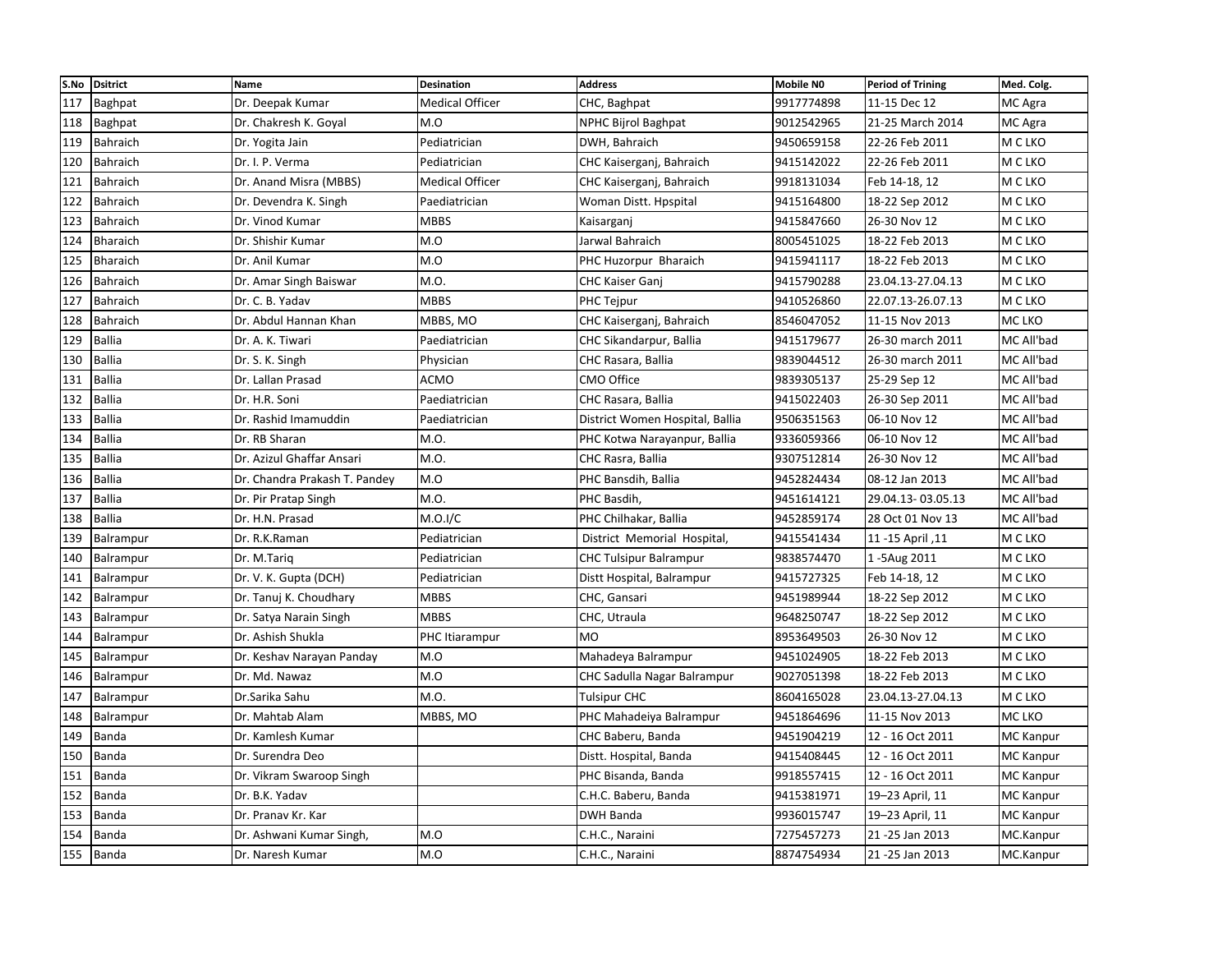| S.No | Dsitrict | Name | Desination | Address | Mobile N0 | Period of Trining | Med. Colg. |
|---|---|---|---|---|---|---|---|
| 117 | Baghpat | Dr. Deepak Kumar | Medical Officer | CHC, Baghpat | 9917774898 | 11-15 Dec 12 | MC Agra |
| 118 | Baghpat | Dr. Chakresh K. Goyal | M.O | NPHC Bijrol Baghpat | 9012542965 | 21-25 March 2014 | MC Agra |
| 119 | Bahraich | Dr. Yogita Jain | Pediatrician | DWH, Bahraich | 9450659158 | 22-26 Feb 2011 | M C LKO |
| 120 | Bahraich | Dr. I. P. Verma | Pediatrician | CHC Kaiserganj, Bahraich | 9415142022 | 22-26 Feb 2011 | M C LKO |
| 121 | Bahraich | Dr. Anand Misra (MBBS) | Medical Officer | CHC Kaiserganj, Bahraich | 9918131034 | Feb 14-18, 12 | M C LKO |
| 122 | Bahraich | Dr. Devendra K. Singh | Paediatrician | Woman Distt. Hpspital | 9415164800 | 18-22 Sep 2012 | M C LKO |
| 123 | Bahraich | Dr. Vinod Kumar | MBBS | Kaisarganj | 9415847660 | 26-30 Nov 12 | M C LKO |
| 124 | Bharaich | Dr. Shishir Kumar | M.O | Jarwal Bahraich | 8005451025 | 18-22 Feb 2013 | M C LKO |
| 125 | Bharaich | Dr. Anil Kumar | M.O | PHC Huzorpur Bharaich | 9415941117 | 18-22 Feb 2013 | M C LKO |
| 126 | Bahraich | Dr. Amar Singh Baiswar | M.O. | CHC Kaiser Ganj | 9415790288 | 23.04.13-27.04.13 | M C LKO |
| 127 | Bahraich | Dr. C. B. Yadav | MBBS | PHC Tejpur | 9410526860 | 22.07.13-26.07.13 | M C LKO |
| 128 | Bahraich | Dr. Abdul Hannan Khan | MBBS, MO | CHC Kaiserganj, Bahraich | 8546047052 | 11-15 Nov 2013 | MC LKO |
| 129 | Ballia | Dr. A. K. Tiwari | Paediatrician | CHC Sikandarpur, Ballia | 9415179677 | 26-30 march 2011 | MC All'bad |
| 130 | Ballia | Dr. S. K. Singh | Physician | CHC Rasara, Ballia | 9839044512 | 26-30 march 2011 | MC All'bad |
| 131 | Ballia | Dr. Lallan Prasad | ACMO | CMO Office | 9839305137 | 25-29 Sep 12 | MC All'bad |
| 132 | Ballia | Dr. H.R. Soni | Paediatrician | CHC Rasara, Ballia | 9415022403 | 26-30 Sep 2011 | MC All'bad |
| 133 | Ballia | Dr. Rashid Imamuddin | Paediatrician | District Women Hospital, Ballia | 9506351563 | 06-10 Nov 12 | MC All'bad |
| 134 | Ballia | Dr. RB Sharan | M.O. | PHC Kotwa Narayanpur, Ballia | 9336059366 | 06-10 Nov 12 | MC All'bad |
| 135 | Ballia | Dr. Azizul Ghaffar Ansari | M.O. | CHC Rasra, Ballia | 9307512814 | 26-30 Nov 12 | MC All'bad |
| 136 | Ballia | Dr. Chandra Prakash T. Pandey | M.O | PHC Bansdih, Ballia | 9452824434 | 08-12 Jan 2013 | MC All'bad |
| 137 | Ballia | Dr. Pir Pratap Singh | M.O. | PHC Basdih, | 9451614121 | 29.04.13- 03.05.13 | MC All'bad |
| 138 | Ballia | Dr. H.N. Prasad | M.O.I/C | PHC Chilhakar, Ballia | 9452859174 | 28 Oct 01 Nov 13 | MC All'bad |
| 139 | Balrampur | Dr. R.K.Raman | Pediatrician | District Memorial Hospital, | 9415541434 | 11 -15 April ,11 | M C LKO |
| 140 | Balrampur | Dr. M.Tariq | Pediatrician | CHC Tulsipur Balrampur | 9838574470 | 1 -5Aug 2011 | M C LKO |
| 141 | Balrampur | Dr. V. K. Gupta (DCH) | Pediatrician | Distt Hospital, Balrampur | 9415727325 | Feb 14-18, 12 | M C LKO |
| 142 | Balrampur | Dr. Tanuj K. Choudhary | MBBS | CHC, Gansari | 9451989944 | 18-22 Sep 2012 | M C LKO |
| 143 | Balrampur | Dr. Satya Narain Singh | MBBS | CHC, Utraula | 9648250747 | 18-22 Sep 2012 | M C LKO |
| 144 | Balrampur | Dr. Ashish Shukla | PHC Itiarampur | MO | 8953649503 | 26-30 Nov 12 | M C LKO |
| 145 | Balrampur | Dr. Keshav Narayan Panday | M.O | Mahadeya Balrampur | 9451024905 | 18-22 Feb 2013 | M C LKO |
| 146 | Balrampur | Dr. Md. Nawaz | M.O | CHC Sadulla Nagar Balrampur | 9027051398 | 18-22 Feb 2013 | M C LKO |
| 147 | Balrampur | Dr.Sarika Sahu | M.O. | Tulsipur CHC | 8604165028 | 23.04.13-27.04.13 | M C LKO |
| 148 | Balrampur | Dr. Mahtab Alam | MBBS, MO | PHC Mahadeiya Balrampur | 9451864696 | 11-15 Nov 2013 | MC LKO |
| 149 | Banda | Dr. Kamlesh Kumar | | CHC Baberu, Banda | 9451904219 | 12 - 16 Oct 2011 | MC Kanpur |
| 150 | Banda | Dr. Surendra Deo | | Distt. Hospital, Banda | 9415408445 | 12 - 16 Oct 2011 | MC Kanpur |
| 151 | Banda | Dr. Vikram Swaroop Singh | | PHC Bisanda, Banda | 9918557415 | 12 - 16 Oct 2011 | MC Kanpur |
| 152 | Banda | Dr. B.K. Yadav | | C.H.C. Baberu, Banda | 9415381971 | 19–23 April, 11 | MC Kanpur |
| 153 | Banda | Dr. Pranav Kr. Kar | | DWH Banda | 9936015747 | 19–23 April, 11 | MC Kanpur |
| 154 | Banda | Dr. Ashwani Kumar Singh, | M.O | C.H.C., Naraini | 7275457273 | 21 -25 Jan 2013 | MC.Kanpur |
| 155 | Banda | Dr. Naresh Kumar | M.O | C.H.C., Naraini | 8874754934 | 21 -25 Jan 2013 | MC.Kanpur |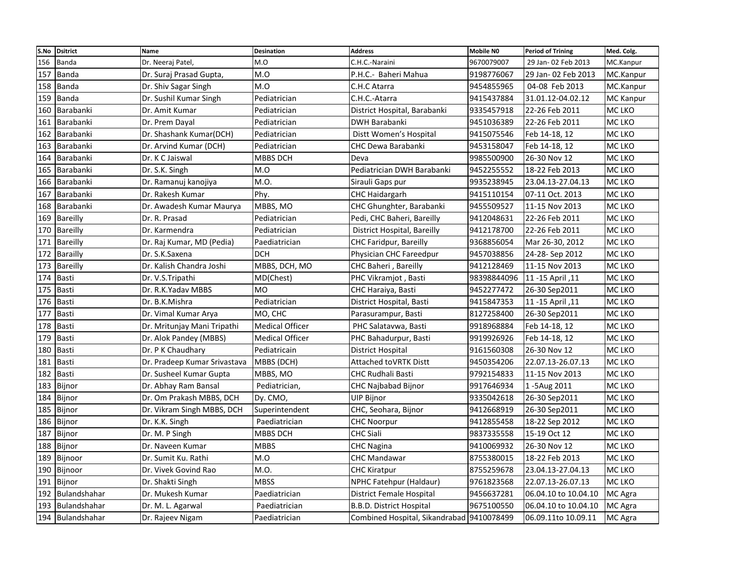| S.No | Dsitrict | Name | Desination | Address | Mobile N0 | Period of Trining | Med. Colg. |
|---|---|---|---|---|---|---|---|
| 156 | Banda | Dr. Neeraj Patel, | M.O | C.H.C.-Naraini | 9670079007 | 29 Jan- 02 Feb 2013 | MC.Kanpur |
| 157 | Banda | Dr. Suraj Prasad Gupta, | M.O | P.H.C.- Baheri Mahua | 9198776067 | 29 Jan- 02 Feb 2013 | MC.Kanpur |
| 158 | Banda | Dr. Shiv Sagar Singh | M.O | C.H.C Atarra | 9454855965 | 04-08 Feb 2013 | MC.Kanpur |
| 159 | Banda | Dr. Sushil Kumar Singh | Pediatrician | C.H.C.-Atarra | 9415437884 | 31.01.12-04.02.12 | MC Kanpur |
| 160 | Barabanki | Dr. Amit Kumar | Pediatrician | District Hospital, Barabanki | 9335457918 | 22-26 Feb 2011 | MC LKO |
| 161 | Barabanki | Dr. Prem Dayal | Pediatrician | DWH Barabanki | 9451036389 | 22-26 Feb 2011 | MC LKO |
| 162 | Barabanki | Dr. Shashank Kumar(DCH) | Pediatrician | Distt Women's Hospital | 9415075546 | Feb 14-18, 12 | MC LKO |
| 163 | Barabanki | Dr. Arvind Kumar (DCH) | Pediatrician | CHC Dewa Barabanki | 9453158047 | Feb 14-18, 12 | MC LKO |
| 164 | Barabanki | Dr. K C Jaiswal | MBBS DCH | Deva | 9985500900 | 26-30 Nov 12 | MC LKO |
| 165 | Barabanki | Dr. S.K. Singh | M.O | Pediatrician DWH Barabanki | 9452255552 | 18-22 Feb 2013 | MC LKO |
| 166 | Barabanki | Dr. Ramanuj kanojiya | M.O. | Sirauli Gaps pur | 9935238945 | 23.04.13-27.04.13 | MC LKO |
| 167 | Barabanki | Dr. Rakesh Kumar | Phy. | CHC Haidargarh | 9415110154 | 07-11 Oct. 2013 | MC LKO |
| 168 | Barabanki | Dr. Awadesh Kumar Maurya | MBBS, MO | CHC Ghunghter, Barabanki | 9455509527 | 11-15 Nov 2013 | MC LKO |
| 169 | Bareilly | Dr. R. Prasad | Pediatrician | Pedi, CHC Baheri, Bareilly | 9412048631 | 22-26 Feb 2011 | MC LKO |
| 170 | Bareilly | Dr. Karmendra | Pediatrician | District Hospital, Bareilly | 9412178700 | 22-26 Feb 2011 | MC LKO |
| 171 | Bareilly | Dr. Raj Kumar, MD (Pedia) | Paediatrician | CHC Faridpur, Bareilly | 9368856054 | Mar 26-30, 2012 | MC LKO |
| 172 | Barailly | Dr. S.K.Saxena | DCH | Physician CHC Fareedpur | 9457038856 | 24-28- Sep 2012 | MC LKO |
| 173 | Bareilly | Dr. Kalish Chandra Joshi | MBBS, DCH, MO | CHC Baheri , Bareilly | 9412128469 | 11-15 Nov 2013 | MC LKO |
| 174 | Basti | Dr. V.S.Tripathi | MD(Chest) | PHC Vikramjot , Basti | 98398844096 | 11 -15 April ,11 | MC LKO |
| 175 | Basti | Dr. R.K.Yadav MBBS | MO | CHC Haraiya, Basti | 9452277472 | 26-30 Sep2011 | MC LKO |
| 176 | Basti | Dr. B.K.Mishra | Pediatrician | District Hospital, Basti | 9415847353 | 11 -15 April ,11 | MC LKO |
| 177 | Basti | Dr. Vimal Kumar Arya | MO, CHC | Parasurampur, Basti | 8127258400 | 26-30 Sep2011 | MC LKO |
| 178 | Basti | Dr. Mritunjay Mani Tripathi | Medical Officer | PHC Salatavwa, Basti | 9918968884 | Feb 14-18, 12 | MC LKO |
| 179 | Basti | Dr. Alok Pandey (MBBS) | Medical Officer | PHC Bahadurpur, Basti | 9919926926 | Feb 14-18, 12 | MC LKO |
| 180 | Basti | Dr. P K Chaudhary | Pediatricain | District Hospital | 9161560308 | 26-30 Nov 12 | MC LKO |
| 181 | Basti | Dr. Pradeep Kumar Srivastava | MBBS (DCH) | Attached toVRTK Distt | 9450354206 | 22.07.13-26.07.13 | MC LKO |
| 182 | Basti | Dr. Susheel Kumar Gupta | MBBS, MO | CHC Rudhali Basti | 9792154833 | 11-15 Nov 2013 | MC LKO |
| 183 | Bijnor | Dr. Abhay Ram Bansal | Pediatrician, | CHC Najbabad Bijnor | 9917646934 | 1 -5Aug 2011 | MC LKO |
| 184 | Bijnor | Dr. Om Prakash MBBS, DCH | Dy. CMO, | UIP Bijnor | 9335042618 | 26-30 Sep2011 | MC LKO |
| 185 | Bijnor | Dr. Vikram Singh MBBS, DCH | Superintendent | CHC, Seohara, Bijnor | 9412668919 | 26-30 Sep2011 | MC LKO |
| 186 | Bijnor | Dr. K.K. Singh | Paediatrician | CHC Noorpur | 9412855458 | 18-22 Sep 2012 | MC LKO |
| 187 | Bijnor | Dr. M. P Singh | MBBS DCH | CHC Siali | 9837335558 | 15-19 Oct 12 | MC LKO |
| 188 | Bijnor | Dr. Naveen Kumar | MBBS | CHC Nagina | 9410069932 | 26-30 Nov 12 | MC LKO |
| 189 | Bijnoor | Dr. Sumit Ku. Rathi | M.O | CHC Mandawar | 8755380015 | 18-22 Feb 2013 | MC LKO |
| 190 | Bijnoor | Dr. Vivek Govind Rao | M.O. | CHC Kiratpur | 8755259678 | 23.04.13-27.04.13 | MC LKO |
| 191 | Bijnor | Dr. Shakti Singh | MBSS | NPHC Fatehpur (Haldaur) | 9761823568 | 22.07.13-26.07.13 | MC LKO |
| 192 | Bulandshahar | Dr. Mukesh Kumar | Paediatrician | District Female Hospital | 9456637281 | 06.04.10 to 10.04.10 | MC Agra |
| 193 | Bulandshahar | Dr. M. L. Agarwal | Paediatrician | B.B.D. District Hospital | 9675100550 | 06.04.10 to 10.04.10 | MC Agra |
| 194 | Bulandshahar | Dr. Rajeev Nigam | Paediatrician | Combined Hospital, Sikandrabad | 9410078499 | 06.09.11to 10.09.11 | MC Agra |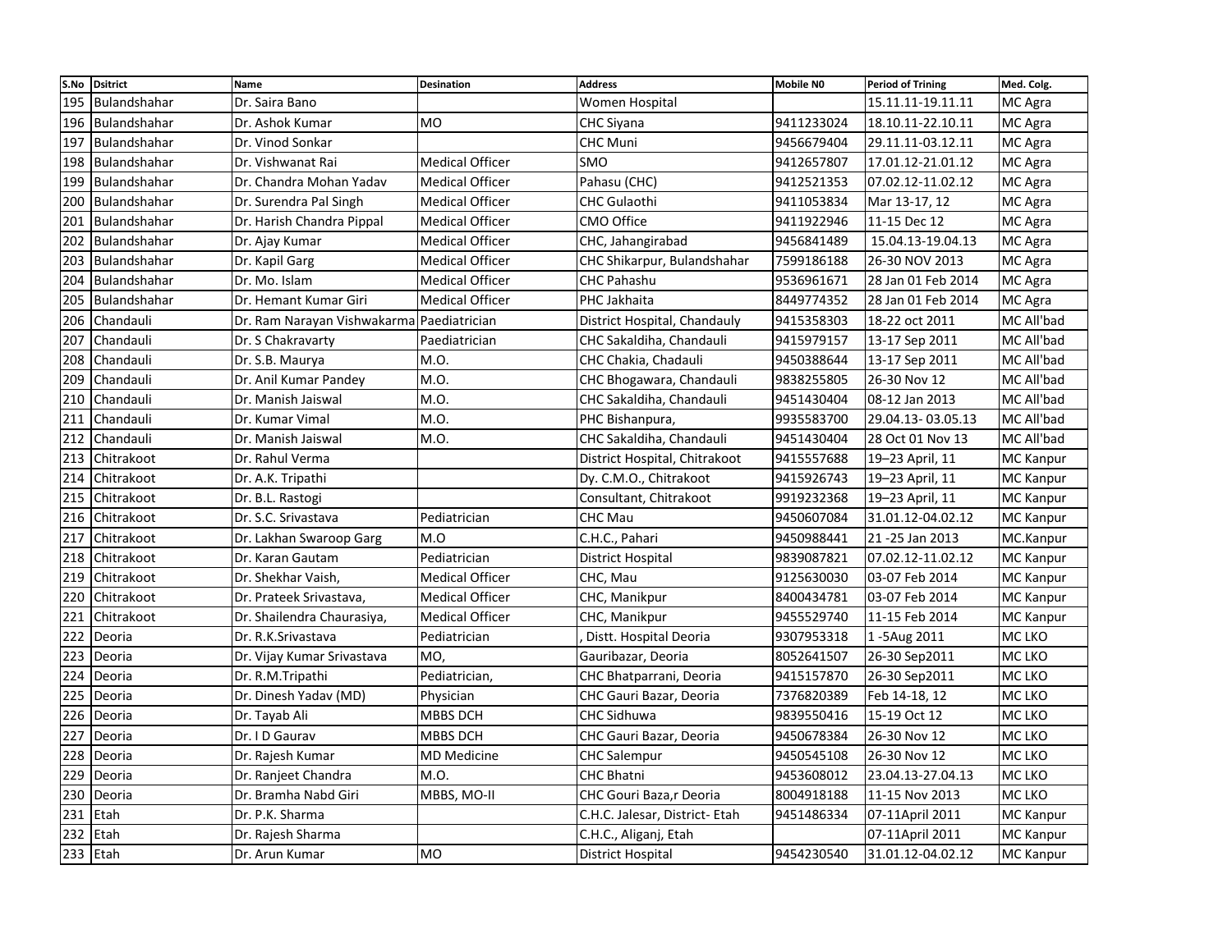| S.No | Dsitrict | Name | Desination | Address | Mobile N0 | Period of Trining | Med. Colg. |
|---|---|---|---|---|---|---|---|
| 195 | Bulandshahar | Dr. Saira Bano | | Women Hospital | | 15.11.11-19.11.11 | MC Agra |
| 196 | Bulandshahar | Dr. Ashok Kumar | MO | CHC Siyana | 9411233024 | 18.10.11-22.10.11 | MC Agra |
| 197 | Bulandshahar | Dr. Vinod Sonkar | | CHC Muni | 9456679404 | 29.11.11-03.12.11 | MC Agra |
| 198 | Bulandshahar | Dr. Vishwanat Rai | Medical Officer | SMO | 9412657807 | 17.01.12-21.01.12 | MC Agra |
| 199 | Bulandshahar | Dr. Chandra Mohan Yadav | Medical Officer | Pahasu (CHC) | 9412521353 | 07.02.12-11.02.12 | MC Agra |
| 200 | Bulandshahar | Dr. Surendra Pal Singh | Medical Officer | CHC Gulaothi | 9411053834 | Mar 13-17, 12 | MC Agra |
| 201 | Bulandshahar | Dr. Harish Chandra Pippal | Medical Officer | CMO Office | 9411922946 | 11-15 Dec 12 | MC Agra |
| 202 | Bulandshahar | Dr. Ajay Kumar | Medical Officer | CHC, Jahangirabad | 9456841489 | 15.04.13-19.04.13 | MC Agra |
| 203 | Bulandshahar | Dr. Kapil Garg | Medical Officer | CHC Shikarpur, Bulandshahar | 7599186188 | 26-30 NOV 2013 | MC Agra |
| 204 | Bulandshahar | Dr. Mo. Islam | Medical Officer | CHC Pahashu | 9536961671 | 28 Jan 01 Feb 2014 | MC Agra |
| 205 | Bulandshahar | Dr. Hemant Kumar Giri | Medical Officer | PHC Jakhaita | 8449774352 | 28 Jan 01 Feb 2014 | MC Agra |
| 206 | Chandauli | Dr. Ram Narayan Vishwakarma | Paediatrician | District Hospital, Chandauly | 9415358303 | 18-22 oct 2011 | MC All'bad |
| 207 | Chandauli | Dr. S Chakravarty | Paediatrician | CHC Sakaldiha, Chandauli | 9415979157 | 13-17 Sep 2011 | MC All'bad |
| 208 | Chandauli | Dr. S.B. Maurya | M.O. | CHC Chakia, Chadauli | 9450388644 | 13-17 Sep 2011 | MC All'bad |
| 209 | Chandauli | Dr. Anil Kumar Pandey | M.O. | CHC Bhogawara, Chandauli | 9838255805 | 26-30 Nov 12 | MC All'bad |
| 210 | Chandauli | Dr. Manish Jaiswal | M.O. | CHC Sakaldiha, Chandauli | 9451430404 | 08-12 Jan 2013 | MC All'bad |
| 211 | Chandauli | Dr. Kumar Vimal | M.O. | PHC Bishanpura, | 9935583700 | 29.04.13- 03.05.13 | MC All'bad |
| 212 | Chandauli | Dr. Manish Jaiswal | M.O. | CHC Sakaldiha, Chandauli | 9451430404 | 28 Oct 01 Nov 13 | MC All'bad |
| 213 | Chitrakoot | Dr. Rahul Verma | | District Hospital, Chitrakoot | 9415557688 | 19–23 April, 11 | MC Kanpur |
| 214 | Chitrakoot | Dr. A.K. Tripathi | | Dy. C.M.O., Chitrakoot | 9415926743 | 19–23 April, 11 | MC Kanpur |
| 215 | Chitrakoot | Dr. B.L. Rastogi | | Consultant, Chitrakoot | 9919232368 | 19–23 April, 11 | MC Kanpur |
| 216 | Chitrakoot | Dr. S.C. Srivastava | Pediatrician | CHC Mau | 9450607084 | 31.01.12-04.02.12 | MC Kanpur |
| 217 | Chitrakoot | Dr. Lakhan Swaroop Garg | M.O | C.H.C., Pahari | 9450988441 | 21 -25 Jan 2013 | MC.Kanpur |
| 218 | Chitrakoot | Dr. Karan Gautam | Pediatrician | District Hospital | 9839087821 | 07.02.12-11.02.12 | MC Kanpur |
| 219 | Chitrakoot | Dr. Shekhar Vaish, | Medical Officer | CHC, Mau | 9125630030 | 03-07 Feb 2014 | MC Kanpur |
| 220 | Chitrakoot | Dr. Prateek Srivastava, | Medical Officer | CHC, Manikpur | 8400434781 | 03-07 Feb 2014 | MC Kanpur |
| 221 | Chitrakoot | Dr. Shailendra Chaurasiya, | Medical Officer | CHC, Manikpur | 9455529740 | 11-15 Feb 2014 | MC Kanpur |
| 222 | Deoria | Dr. R.K.Srivastava | Pediatrician | , Distt. Hospital Deoria | 9307953318 | 1 -5Aug 2011 | MC LKO |
| 223 | Deoria | Dr. Vijay Kumar Srivastava | MO, | Gauribazar, Deoria | 8052641507 | 26-30 Sep2011 | MC LKO |
| 224 | Deoria | Dr. R.M.Tripathi | Pediatrician, | CHC Bhatparrani, Deoria | 9415157870 | 26-30 Sep2011 | MC LKO |
| 225 | Deoria | Dr. Dinesh Yadav (MD) | Physician | CHC Gauri Bazar, Deoria | 7376820389 | Feb 14-18, 12 | MC LKO |
| 226 | Deoria | Dr. Tayab Ali | MBBS DCH | CHC Sidhuwa | 9839550416 | 15-19 Oct 12 | MC LKO |
| 227 | Deoria | Dr. I D Gaurav | MBBS DCH | CHC Gauri Bazar, Deoria | 9450678384 | 26-30 Nov 12 | MC LKO |
| 228 | Deoria | Dr. Rajesh Kumar | MD Medicine | CHC Salempur | 9450545108 | 26-30 Nov 12 | MC LKO |
| 229 | Deoria | Dr. Ranjeet Chandra | M.O. | CHC Bhatni | 9453608012 | 23.04.13-27.04.13 | MC LKO |
| 230 | Deoria | Dr. Bramha Nabd Giri | MBBS, MO-II | CHC Gouri Baza,r Deoria | 8004918188 | 11-15 Nov 2013 | MC LKO |
| 231 | Etah | Dr. P.K. Sharma | | C.H.C. Jalesar, District- Etah | 9451486334 | 07-11April 2011 | MC Kanpur |
| 232 | Etah | Dr. Rajesh Sharma | | C.H.C., Aliganj, Etah | | 07-11April 2011 | MC Kanpur |
| 233 | Etah | Dr. Arun Kumar | MO | District Hospital | 9454230540 | 31.01.12-04.02.12 | MC Kanpur |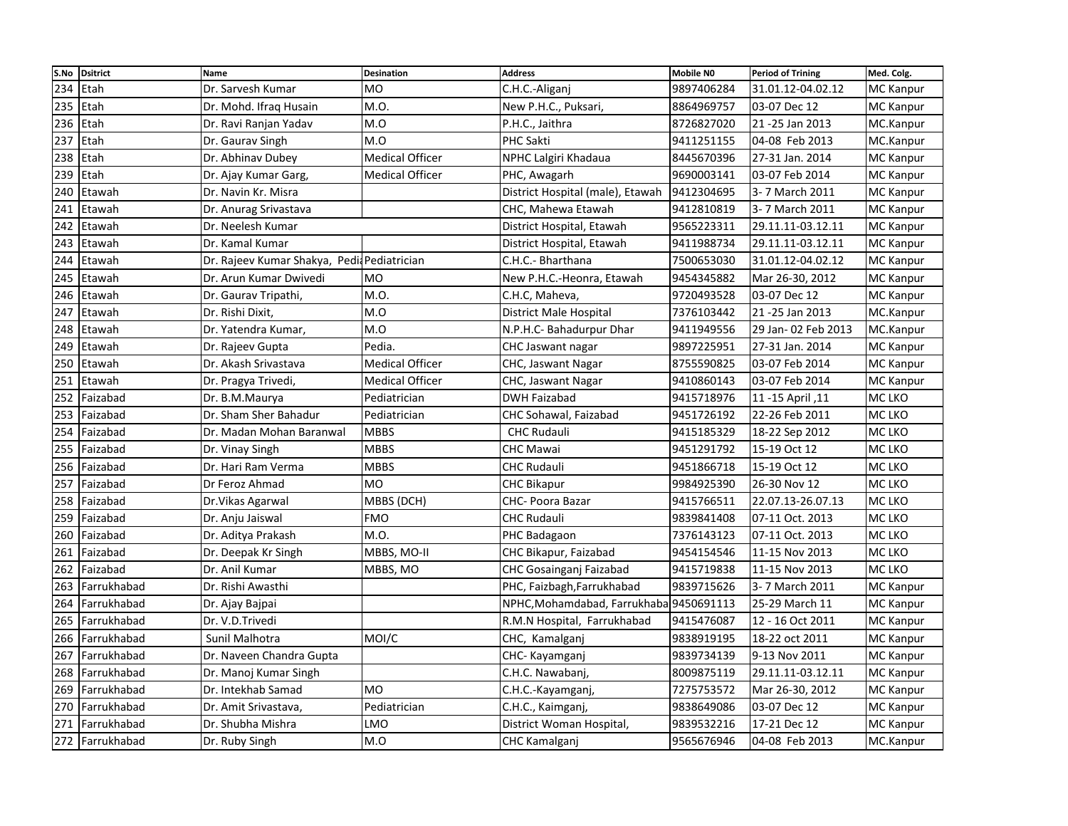| S.No | Dsitrict | Name | Desination | Address | Mobile N0 | Period of Trining | Med. Colg. |
|---|---|---|---|---|---|---|---|
| 234 | Etah | Dr. Sarvesh Kumar | MO | C.H.C.-Aliganj | 9897406284 | 31.01.12-04.02.12 | MC Kanpur |
| 235 | Etah | Dr. Mohd. Ifraq Husain | M.O. | New P.H.C., Puksari, | 8864969757 | 03-07 Dec 12 | MC Kanpur |
| 236 | Etah | Dr. Ravi Ranjan Yadav | M.O | P.H.C., Jaithra | 8726827020 | 21 -25 Jan 2013 | MC.Kanpur |
| 237 | Etah | Dr. Gaurav Singh | M.O | PHC Sakti | 9411251155 | 04-08 Feb 2013 | MC.Kanpur |
| 238 | Etah | Dr. Abhinav Dubey | Medical Officer | NPHC Lalgiri Khadaua | 8445670396 | 27-31 Jan. 2014 | MC Kanpur |
| 239 | Etah | Dr. Ajay Kumar Garg, | Medical Officer | PHC, Awagarh | 9690003141 | 03-07 Feb 2014 | MC Kanpur |
| 240 | Etawah | Dr. Navin Kr. Misra | | District Hospital (male), Etawah | 9412304695 | 3- 7 March 2011 | MC Kanpur |
| 241 | Etawah | Dr. Anurag Srivastava | | CHC, Mahewa Etawah | 9412810819 | 3- 7 March 2011 | MC Kanpur |
| 242 | Etawah | Dr. Neelesh Kumar | | District Hospital, Etawah | 9565223311 | 29.11.11-03.12.11 | MC Kanpur |
| 243 | Etawah | Dr. Kamal Kumar | | District Hospital, Etawah | 9411988734 | 29.11.11-03.12.11 | MC Kanpur |
| 244 | Etawah | Dr. Rajeev Kumar Shakya, Pedia | Pediatrician | C.H.C.- Bharthana | 7500653030 | 31.01.12-04.02.12 | MC Kanpur |
| 245 | Etawah | Dr. Arun Kumar Dwivedi | MO | New P.H.C.-Heonra, Etawah | 9454345882 | Mar 26-30, 2012 | MC Kanpur |
| 246 | Etawah | Dr. Gaurav Tripathi, | M.O. | C.H.C, Maheva, | 9720493528 | 03-07 Dec 12 | MC Kanpur |
| 247 | Etawah | Dr. Rishi Dixit, | M.O | District Male Hospital | 7376103442 | 21 -25 Jan 2013 | MC.Kanpur |
| 248 | Etawah | Dr. Yatendra Kumar, | M.O | N.P.H.C- Bahadurpur Dhar | 9411949556 | 29 Jan- 02 Feb 2013 | MC.Kanpur |
| 249 | Etawah | Dr. Rajeev Gupta | Pedia. | CHC Jaswant nagar | 9897225951 | 27-31 Jan. 2014 | MC Kanpur |
| 250 | Etawah | Dr. Akash Srivastava | Medical Officer | CHC, Jaswant Nagar | 8755590825 | 03-07 Feb 2014 | MC Kanpur |
| 251 | Etawah | Dr. Pragya Trivedi, | Medical Officer | CHC, Jaswant Nagar | 9410860143 | 03-07 Feb 2014 | MC Kanpur |
| 252 | Faizabad | Dr. B.M.Maurya | Pediatrician | DWH Faizabad | 9415718976 | 11 -15 April ,11 | MC LKO |
| 253 | Faizabad | Dr. Sham Sher Bahadur | Pediatrician | CHC Sohawal, Faizabad | 9451726192 | 22-26 Feb 2011 | MC LKO |
| 254 | Faizabad | Dr. Madan Mohan Baranwal | MBBS | CHC Rudauli | 9415185329 | 18-22 Sep 2012 | MC LKO |
| 255 | Faizabad | Dr. Vinay Singh | MBBS | CHC Mawai | 9451291792 | 15-19 Oct 12 | MC LKO |
| 256 | Faizabad | Dr. Hari Ram Verma | MBBS | CHC Rudauli | 9451866718 | 15-19 Oct 12 | MC LKO |
| 257 | Faizabad | Dr Feroz Ahmad | MO | CHC Bikapur | 9984925390 | 26-30 Nov 12 | MC LKO |
| 258 | Faizabad | Dr.Vikas Agarwal | MBBS (DCH) | CHC- Poora Bazar | 9415766511 | 22.07.13-26.07.13 | MC LKO |
| 259 | Faizabad | Dr. Anju Jaiswal | FMO | CHC Rudauli | 9839841408 | 07-11 Oct. 2013 | MC LKO |
| 260 | Faizabad | Dr. Aditya Prakash | M.O. | PHC Badagaon | 7376143123 | 07-11 Oct. 2013 | MC LKO |
| 261 | Faizabad | Dr. Deepak Kr Singh | MBBS, MO-II | CHC Bikapur, Faizabad | 9454154546 | 11-15 Nov 2013 | MC LKO |
| 262 | Faizabad | Dr. Anil Kumar | MBBS, MO | CHC Gosainganj Faizabad | 9415719838 | 11-15 Nov 2013 | MC LKO |
| 263 | Farrukhabad | Dr. Rishi Awasthi | | PHC, Faizbagh,Farrukhabad | 9839715626 | 3- 7 March 2011 | MC Kanpur |
| 264 | Farrukhabad | Dr. Ajay Bajpai | | NPHC,Mohamdabad, Farrukhaba | 9450691113 | 25-29 March 11 | MC Kanpur |
| 265 | Farrukhabad | Dr. V.D.Trivedi | | R.M.N Hospital, Farrukhabad | 9415476087 | 12 - 16 Oct 2011 | MC Kanpur |
| 266 | Farrukhabad | Sunil Malhotra | MOI/C | CHC, Kamalganj | 9838919195 | 18-22 oct 2011 | MC Kanpur |
| 267 | Farrukhabad | Dr. Naveen Chandra Gupta | | CHC- Kayamganj | 9839734139 | 9-13 Nov 2011 | MC Kanpur |
| 268 | Farrukhabad | Dr. Manoj Kumar Singh | | C.H.C. Nawabanj, | 8009875119 | 29.11.11-03.12.11 | MC Kanpur |
| 269 | Farrukhabad | Dr. Intekhab Samad | MO | C.H.C.-Kayamganj, | 7275753572 | Mar 26-30, 2012 | MC Kanpur |
| 270 | Farrukhabad | Dr. Amit Srivastava, | Pediatrician | C.H.C., Kaimganj, | 9838649086 | 03-07 Dec 12 | MC Kanpur |
| 271 | Farrukhabad | Dr. Shubha Mishra | LMO | District Woman Hospital, | 9839532216 | 17-21 Dec 12 | MC Kanpur |
| 272 | Farrukhabad | Dr. Ruby Singh | M.O | CHC Kamalganj | 9565676946 | 04-08 Feb 2013 | MC.Kanpur |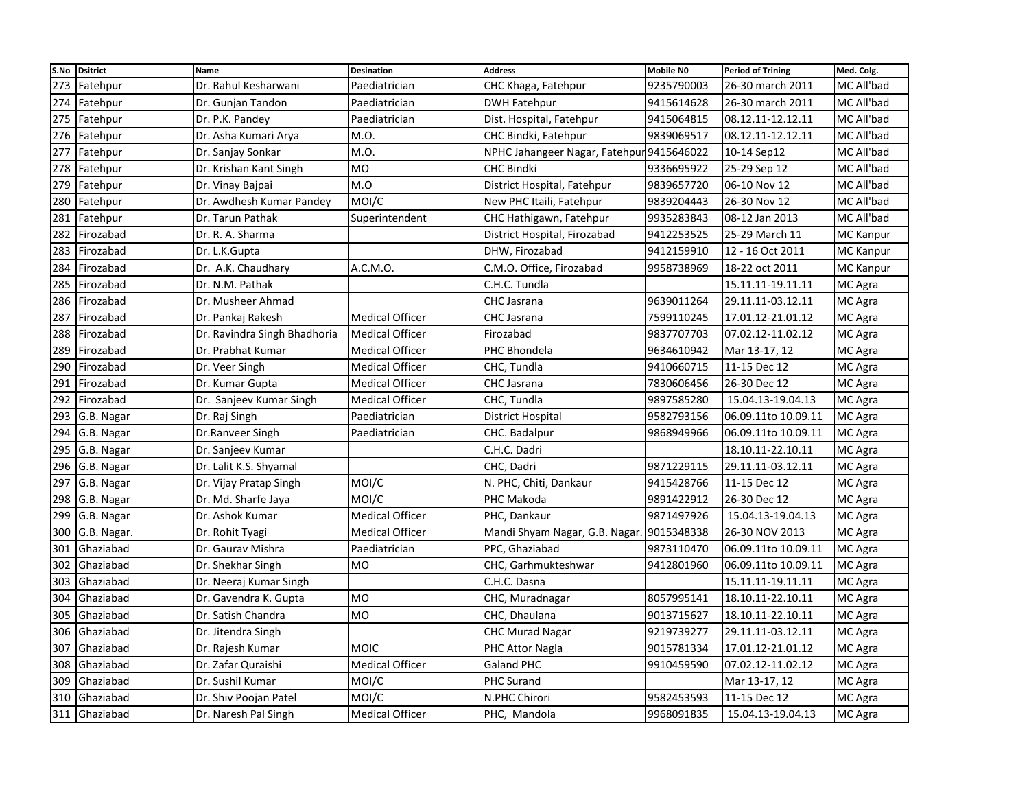| S.No | Dsitrict | Name | Desination | Address | Mobile N0 | Period of Trining | Med. Colg. |
|---|---|---|---|---|---|---|---|
| 273 | Fatehpur | Dr. Rahul Kesharwani | Paediatrician | CHC Khaga, Fatehpur | 9235790003 | 26-30 march 2011 | MC All'bad |
| 274 | Fatehpur | Dr. Gunjan Tandon | Paediatrician | DWH Fatehpur | 9415614628 | 26-30 march 2011 | MC All'bad |
| 275 | Fatehpur | Dr. P.K. Pandey | Paediatrician | Dist. Hospital, Fatehpur | 9415064815 | 08.12.11-12.12.11 | MC All'bad |
| 276 | Fatehpur | Dr. Asha Kumari Arya | M.O. | CHC Bindki, Fatehpur | 9839069517 | 08.12.11-12.12.11 | MC All'bad |
| 277 | Fatehpur | Dr. Sanjay Sonkar | M.O. | NPHC Jahangeer Nagar, Fatehpur | 9415646022 | 10-14 Sep12 | MC All'bad |
| 278 | Fatehpur | Dr. Krishan Kant Singh | MO | CHC Bindki | 9336695922 | 25-29 Sep 12 | MC All'bad |
| 279 | Fatehpur | Dr. Vinay Bajpai | M.O | District Hospital, Fatehpur | 9839657720 | 06-10 Nov 12 | MC All'bad |
| 280 | Fatehpur | Dr. Awdhesh Kumar Pandey | MOI/C | New PHC Itaili, Fatehpur | 9839204443 | 26-30 Nov 12 | MC All'bad |
| 281 | Fatehpur | Dr. Tarun Pathak | Superintendent | CHC Hathigawn, Fatehpur | 9935283843 | 08-12 Jan 2013 | MC All'bad |
| 282 | Firozabad | Dr. R. A. Sharma | | District Hospital, Firozabad | 9412253525 | 25-29 March 11 | MC Kanpur |
| 283 | Firozabad | Dr. L.K.Gupta | | DHW, Firozabad | 9412159910 | 12 - 16 Oct 2011 | MC Kanpur |
| 284 | Firozabad | Dr. A.K. Chaudhary | A.C.M.O. | C.M.O. Office, Firozabad | 9958738969 | 18-22 oct 2011 | MC Kanpur |
| 285 | Firozabad | Dr. N.M. Pathak | | C.H.C. Tundla | | 15.11.11-19.11.11 | MC Agra |
| 286 | Firozabad | Dr. Musheer Ahmad | | CHC Jasrana | 9639011264 | 29.11.11-03.12.11 | MC Agra |
| 287 | Firozabad | Dr. Pankaj Rakesh | Medical Officer | CHC Jasrana | 7599110245 | 17.01.12-21.01.12 | MC Agra |
| 288 | Firozabad | Dr. Ravindra Singh Bhadhoria | Medical Officer | Firozabad | 9837707703 | 07.02.12-11.02.12 | MC Agra |
| 289 | Firozabad | Dr. Prabhat Kumar | Medical Officer | PHC Bhondela | 9634610942 | Mar 13-17, 12 | MC Agra |
| 290 | Firozabad | Dr. Veer Singh | Medical Officer | CHC, Tundla | 9410660715 | 11-15 Dec 12 | MC Agra |
| 291 | Firozabad | Dr. Kumar Gupta | Medical Officer | CHC Jasrana | 7830606456 | 26-30 Dec 12 | MC Agra |
| 292 | Firozabad | Dr. Sanjeev Kumar Singh | Medical Officer | CHC, Tundla | 9897585280 | 15.04.13-19.04.13 | MC Agra |
| 293 | G.B. Nagar | Dr. Raj Singh | Paediatrician | District Hospital | 9582793156 | 06.09.11to 10.09.11 | MC Agra |
| 294 | G.B. Nagar | Dr.Ranveer Singh | Paediatrician | CHC. Badalpur | 9868949966 | 06.09.11to 10.09.11 | MC Agra |
| 295 | G.B. Nagar | Dr. Sanjeev Kumar | | C.H.C. Dadri | | 18.10.11-22.10.11 | MC Agra |
| 296 | G.B. Nagar | Dr. Lalit K.S. Shyamal | | CHC, Dadri | 9871229115 | 29.11.11-03.12.11 | MC Agra |
| 297 | G.B. Nagar | Dr. Vijay Pratap Singh | MOI/C | N. PHC, Chiti, Dankaur | 9415428766 | 11-15 Dec 12 | MC Agra |
| 298 | G.B. Nagar | Dr. Md. Sharfe Jaya | MOI/C | PHC Makoda | 9891422912 | 26-30 Dec 12 | MC Agra |
| 299 | G.B. Nagar | Dr. Ashok Kumar | Medical Officer | PHC, Dankaur | 9871497926 | 15.04.13-19.04.13 | MC Agra |
| 300 | G.B. Nagar. | Dr. Rohit Tyagi | Medical Officer | Mandi Shyam Nagar, G.B. Nagar. | 9015348338 | 26-30 NOV 2013 | MC Agra |
| 301 | Ghaziabad | Dr. Gaurav Mishra | Paediatrician | PPC, Ghaziabad | 9873110470 | 06.09.11to 10.09.11 | MC Agra |
| 302 | Ghaziabad | Dr. Shekhar Singh | MO | CHC, Garhmukteshwar | 9412801960 | 06.09.11to 10.09.11 | MC Agra |
| 303 | Ghaziabad | Dr. Neeraj Kumar Singh | | C.H.C. Dasna | | 15.11.11-19.11.11 | MC Agra |
| 304 | Ghaziabad | Dr. Gavendra K. Gupta | MO | CHC, Muradnagar | 8057995141 | 18.10.11-22.10.11 | MC Agra |
| 305 | Ghaziabad | Dr. Satish Chandra | MO | CHC, Dhaulana | 9013715627 | 18.10.11-22.10.11 | MC Agra |
| 306 | Ghaziabad | Dr. Jitendra Singh | | CHC Murad Nagar | 9219739277 | 29.11.11-03.12.11 | MC Agra |
| 307 | Ghaziabad | Dr. Rajesh Kumar | MOIC | PHC Attor Nagla | 9015781334 | 17.01.12-21.01.12 | MC Agra |
| 308 | Ghaziabad | Dr. Zafar Quraishi | Medical Officer | Galand PHC | 9910459590 | 07.02.12-11.02.12 | MC Agra |
| 309 | Ghaziabad | Dr. Sushil Kumar | MOI/C | PHC Surand | | Mar 13-17, 12 | MC Agra |
| 310 | Ghaziabad | Dr. Shiv Poojan Patel | MOI/C | N.PHC Chirori | 9582453593 | 11-15 Dec 12 | MC Agra |
| 311 | Ghaziabad | Dr. Naresh Pal Singh | Medical Officer | PHC, Mandola | 9968091835 | 15.04.13-19.04.13 | MC Agra |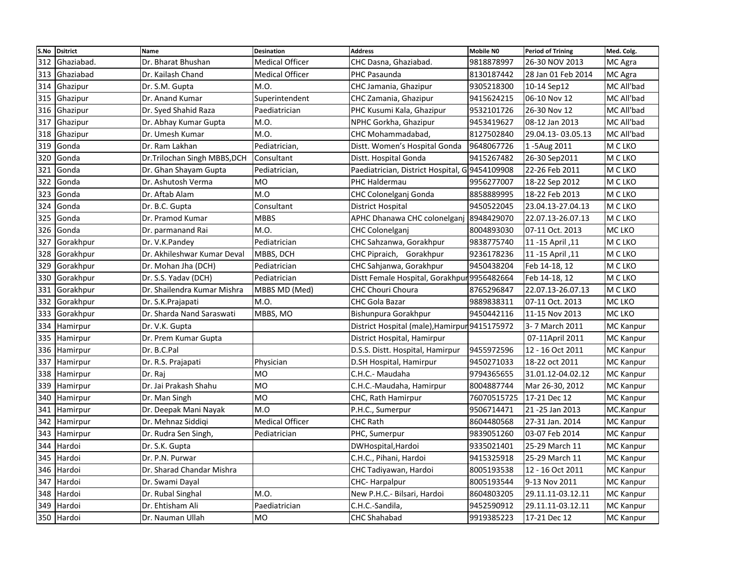| S.No | Dsitrict | Name | Desination | Address | Mobile N0 | Period of Trining | Med. Colg. |
|---|---|---|---|---|---|---|---|
| 312 | Ghaziabad. | Dr. Bharat Bhushan | Medical Officer | CHC Dasna, Ghaziabad. | 9818878997 | 26-30 NOV 2013 | MC Agra |
| 313 | Ghaziabad | Dr. Kailash Chand | Medical Officer | PHC Pasaunda | 8130187442 | 28 Jan 01 Feb 2014 | MC Agra |
| 314 | Ghazipur | Dr. S.M. Gupta | M.O. | CHC Jamania, Ghazipur | 9305218300 | 10-14 Sep12 | MC All'bad |
| 315 | Ghazipur | Dr. Anand Kumar | Superintendent | CHC Zamania, Ghazipur | 9415624215 | 06-10 Nov 12 | MC All'bad |
| 316 | Ghazipur | Dr. Syed Shahid Raza | Paediatrician | PHC Kusumi Kala, Ghazipur | 9532101726 | 26-30 Nov 12 | MC All'bad |
| 317 | Ghazipur | Dr. Abhay Kumar Gupta | M.O. | NPHC Gorkha, Ghazipur | 9453419627 | 08-12 Jan 2013 | MC All'bad |
| 318 | Ghazipur | Dr. Umesh Kumar | M.O. | CHC Mohammadabad, | 8127502840 | 29.04.13- 03.05.13 | MC All'bad |
| 319 | Gonda | Dr. Ram Lakhan | Pediatrician, | Distt. Women's Hospital Gonda | 9648067726 | 1 -5Aug 2011 | M C LKO |
| 320 | Gonda | Dr.Trilochan Singh MBBS,DCH | Consultant | Distt. Hospital Gonda | 9415267482 | 26-30 Sep2011 | M C LKO |
| 321 | Gonda | Dr. Ghan Shayam Gupta | Pediatrician, | Paediatrician, District Hospital, G | 9454109908 | 22-26 Feb 2011 | M C LKO |
| 322 | Gonda | Dr. Ashutosh Verma | MO | PHC Haldermau | 9956277007 | 18-22 Sep 2012 | M C LKO |
| 323 | Gonda | Dr. Aftab Alam | M.O | CHC Colonelganj Gonda | 8858889995 | 18-22 Feb 2013 | M C LKO |
| 324 | Gonda | Dr. B.C. Gupta | Consultant | District Hospital | 9450522045 | 23.04.13-27.04.13 | M C LKO |
| 325 | Gonda | Dr. Pramod Kumar | MBBS | APHC Dhanawa CHC colonelganj | 8948429070 | 22.07.13-26.07.13 | M C LKO |
| 326 | Gonda | Dr. parmanand Rai | M.O. | CHC Colonelganj | 8004893030 | 07-11 Oct. 2013 | MC LKO |
| 327 | Gorakhpur | Dr. V.K.Pandey | Pediatrician | CHC Sahzanwa, Gorakhpur | 9838775740 | 11 -15 April ,11 | M C LKO |
| 328 | Gorakhpur | Dr. Akhileshwar Kumar Deval | MBBS, DCH | CHC Pipraich, Gorakhpur | 9236178236 | 11 -15 April ,11 | M C LKO |
| 329 | Gorakhpur | Dr. Mohan Jha (DCH) | Pediatrician | CHC Sahjanwa, Gorakhpur | 9450438204 | Feb 14-18, 12 | M C LKO |
| 330 | Gorakhpur | Dr. S.S. Yadav (DCH) | Pediatrician | Distt Female Hospital, Gorakhpur | 9956482664 | Feb 14-18, 12 | M C LKO |
| 331 | Gorakhpur | Dr. Shailendra Kumar Mishra | MBBS MD (Med) | CHC Chouri Choura | 8765296847 | 22.07.13-26.07.13 | M C LKO |
| 332 | Gorakhpur | Dr. S.K.Prajapati | M.O. | CHC Gola Bazar | 9889838311 | 07-11 Oct. 2013 | MC LKO |
| 333 | Gorakhpur | Dr. Sharda Nand Saraswati | MBBS, MO | Bishunpura Gorakhpur | 9450442116 | 11-15 Nov 2013 | MC LKO |
| 334 | Hamirpur | Dr. V.K. Gupta | | District Hospital (male),Hamirpur | 9415175972 | 3- 7 March 2011 | MC Kanpur |
| 335 | Hamirpur | Dr. Prem Kumar Gupta | | District Hospital, Hamirpur | | 07-11April 2011 | MC Kanpur |
| 336 | Hamirpur | Dr. B.C.Pal | | D.S.S. Distt. Hospital, Hamirpur | 9455972596 | 12 - 16 Oct 2011 | MC Kanpur |
| 337 | Hamirpur | Dr. R.S. Prajapati | Physician | D.SH Hospital, Hamirpur | 9450271033 | 18-22 oct 2011 | MC Kanpur |
| 338 | Hamirpur | Dr. Raj | MO | C.H.C.- Maudaha | 9794365655 | 31.01.12-04.02.12 | MC Kanpur |
| 339 | Hamirpur | Dr. Jai Prakash Shahu | MO | C.H.C.-Maudaha, Hamirpur | 8004887744 | Mar 26-30, 2012 | MC Kanpur |
| 340 | Hamirpur | Dr. Man Singh | MO | CHC, Rath Hamirpur | 76070515725 | 17-21 Dec 12 | MC Kanpur |
| 341 | Hamirpur | Dr. Deepak Mani Nayak | M.O | P.H.C., Sumerpur | 9506714471 | 21 -25 Jan 2013 | MC.Kanpur |
| 342 | Hamirpur | Dr. Mehnaz Siddiqi | Medical Officer | CHC Rath | 8604480568 | 27-31 Jan. 2014 | MC Kanpur |
| 343 | Hamirpur | Dr. Rudra Sen Singh, | Pediatrician | PHC, Sumerpur | 9839051260 | 03-07 Feb 2014 | MC Kanpur |
| 344 | Hardoi | Dr. S.K. Gupta | | DWHospital,Hardoi | 9335021401 | 25-29 March 11 | MC Kanpur |
| 345 | Hardoi | Dr. P.N. Purwar | | C.H.C., Pihani, Hardoi | 9415325918 | 25-29 March 11 | MC Kanpur |
| 346 | Hardoi | Dr. Sharad Chandar Mishra | | CHC Tadiyawan, Hardoi | 8005193538 | 12 - 16 Oct 2011 | MC Kanpur |
| 347 | Hardoi | Dr. Swami Dayal | | CHC- Harpalpur | 8005193544 | 9-13 Nov 2011 | MC Kanpur |
| 348 | Hardoi | Dr. Rubal Singhal | M.O. | New P.H.C.- Bilsari, Hardoi | 8604803205 | 29.11.11-03.12.11 | MC Kanpur |
| 349 | Hardoi | Dr. Ehtisham Ali | Paediatrician | C.H.C.-Sandila, | 9452590912 | 29.11.11-03.12.11 | MC Kanpur |
| 350 | Hardoi | Dr. Nauman Ullah | MO | CHC Shahabad | 9919385223 | 17-21 Dec 12 | MC Kanpur |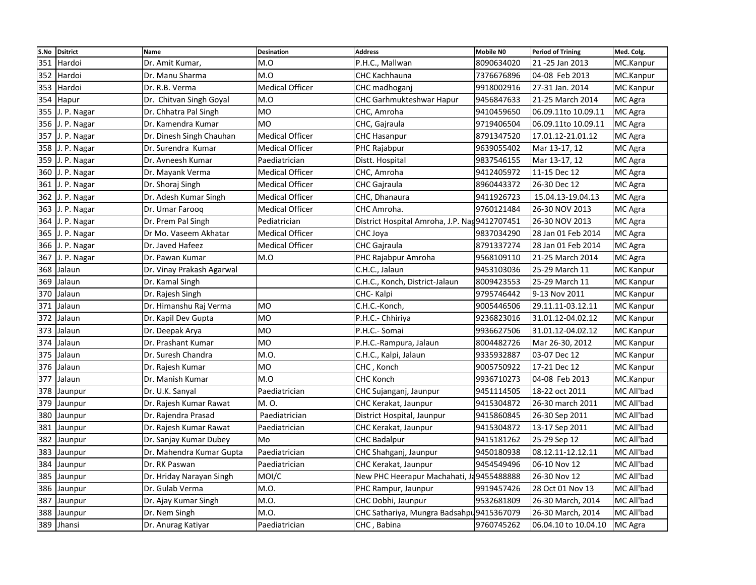| S.No | Dsitrict | Name | Desination | Address | Mobile N0 | Period of Trining | Med. Colg. |
|---|---|---|---|---|---|---|---|
| 351 | Hardoi | Dr. Amit Kumar, | M.O | P.H.C., Mallwan | 8090634020 | 21 -25 Jan 2013 | MC.Kanpur |
| 352 | Hardoi | Dr. Manu Sharma | M.O | CHC Kachhauna | 7376676896 | 04-08 Feb 2013 | MC.Kanpur |
| 353 | Hardoi | Dr. R.B. Verma | Medical Officer | CHC madhoganj | 9918002916 | 27-31 Jan. 2014 | MC Kanpur |
| 354 | Hapur | Dr. Chitvan Singh Goyal | M.O | CHC Garhmukteshwar Hapur | 9456847633 | 21-25 March 2014 | MC Agra |
| 355 | J. P. Nagar | Dr. Chhatra Pal Singh | MO | CHC, Amroha | 9410459650 | 06.09.11to 10.09.11 | MC Agra |
| 356 | J. P. Nagar | Dr. Kamendra Kumar | MO | CHC, Gajraula | 9719406504 | 06.09.11to 10.09.11 | MC Agra |
| 357 | J. P. Nagar | Dr. Dinesh Singh Chauhan | Medical Officer | CHC Hasanpur | 8791347520 | 17.01.12-21.01.12 | MC Agra |
| 358 | J. P. Nagar | Dr. Surendra Kumar | Medical Officer | PHC Rajabpur | 9639055402 | Mar 13-17, 12 | MC Agra |
| 359 | J. P. Nagar | Dr. Avneesh Kumar | Paediatrician | Distt. Hospital | 9837546155 | Mar 13-17, 12 | MC Agra |
| 360 | J. P. Nagar | Dr. Mayank Verma | Medical Officer | CHC, Amroha | 9412405972 | 11-15 Dec 12 | MC Agra |
| 361 | J. P. Nagar | Dr. Shoraj Singh | Medical Officer | CHC Gajraula | 8960443372 | 26-30 Dec 12 | MC Agra |
| 362 | J. P. Nagar | Dr. Adesh Kumar Singh | Medical Officer | CHC, Dhanaura | 9411926723 | 15.04.13-19.04.13 | MC Agra |
| 363 | J. P. Nagar | Dr. Umar Farooq | Medical Officer | CHC Amroha. | 9760121484 | 26-30 NOV 2013 | MC Agra |
| 364 | J. P. Nagar | Dr. Prem Pal Singh | Pediatrician | District Hospital Amroha, J.P. Nag | 9412707451 | 26-30 NOV 2013 | MC Agra |
| 365 | J. P. Nagar | Dr Mo. Vaseem Akhatar | Medical Officer | CHC Joya | 9837034290 | 28 Jan 01 Feb 2014 | MC Agra |
| 366 | J. P. Nagar | Dr. Javed Hafeez | Medical Officer | CHC Gajraula | 8791337274 | 28 Jan 01 Feb 2014 | MC Agra |
| 367 | J. P. Nagar | Dr. Pawan Kumar | M.O | PHC Rajabpur Amroha | 9568109110 | 21-25 March 2014 | MC Agra |
| 368 | Jalaun | Dr. Vinay Prakash Agarwal | | C.H.C., Jalaun | 9453103036 | 25-29 March 11 | MC Kanpur |
| 369 | Jalaun | Dr. Kamal Singh | | C.H.C., Konch, District-Jalaun | 8009423553 | 25-29 March 11 | MC Kanpur |
| 370 | Jalaun | Dr. Rajesh Singh | | CHC- Kalpi | 9795746442 | 9-13 Nov 2011 | MC Kanpur |
| 371 | Jalaun | Dr. Himanshu Raj Verma | MO | C.H.C.-Konch, | 9005446506 | 29.11.11-03.12.11 | MC Kanpur |
| 372 | Jalaun | Dr. Kapil Dev Gupta | MO | P.H.C.- Chhiriya | 9236823016 | 31.01.12-04.02.12 | MC Kanpur |
| 373 | Jalaun | Dr. Deepak Arya | MO | P.H.C.- Somai | 9936627506 | 31.01.12-04.02.12 | MC Kanpur |
| 374 | Jalaun | Dr. Prashant Kumar | MO | P.H.C.-Rampura, Jalaun | 8004482726 | Mar 26-30, 2012 | MC Kanpur |
| 375 | Jalaun | Dr. Suresh Chandra | M.O. | C.H.C., Kalpi, Jalaun | 9335932887 | 03-07 Dec 12 | MC Kanpur |
| 376 | Jalaun | Dr. Rajesh Kumar | MO | CHC , Konch | 9005750922 | 17-21 Dec 12 | MC Kanpur |
| 377 | Jalaun | Dr. Manish Kumar | M.O | CHC Konch | 9936710273 | 04-08 Feb 2013 | MC.Kanpur |
| 378 | Jaunpur | Dr. U.K. Sanyal | Paediatrician | CHC Sujanganj, Jaunpur | 9451114505 | 18-22 oct 2011 | MC All'bad |
| 379 | Jaunpur | Dr. Rajesh Kumar Rawat | M. O. | CHC Kerakat, Jaunpur | 9415304872 | 26-30 march 2011 | MC All'bad |
| 380 | Jaunpur | Dr. Rajendra Prasad | Paediatrician | District Hospital, Jaunpur | 9415860845 | 26-30 Sep 2011 | MC All'bad |
| 381 | Jaunpur | Dr. Rajesh Kumar Rawat | Paediatrician | CHC Kerakat, Jaunpur | 9415304872 | 13-17 Sep 2011 | MC All'bad |
| 382 | Jaunpur | Dr. Sanjay Kumar Dubey | Mo | CHC Badalpur | 9415181262 | 25-29 Sep 12 | MC All'bad |
| 383 | Jaunpur | Dr. Mahendra Kumar Gupta | Paediatrician | CHC Shahganj, Jaunpur | 9450180938 | 08.12.11-12.12.11 | MC All'bad |
| 384 | Jaunpur | Dr. RK Paswan | Paediatrician | CHC Kerakat, Jaunpur | 9454549496 | 06-10 Nov 12 | MC All'bad |
| 385 | Jaunpur | Dr. Hriday Narayan Singh | MOI/C | New PHC Heerapur Machahati, Ja | 9455488888 | 26-30 Nov 12 | MC All'bad |
| 386 | Jaunpur | Dr. Gulab Verma | M.O. | PHC Rampur, Jaunpur | 9919457426 | 28 Oct 01 Nov 13 | MC All'bad |
| 387 | Jaunpur | Dr. Ajay Kumar Singh | M.O. | CHC Dobhi, Jaunpur | 9532681809 | 26-30 March, 2014 | MC All'bad |
| 388 | Jaunpur | Dr. Nem Singh | M.O. | CHC Sathariya, Mungra Badsahpu | 9415367079 | 26-30 March, 2014 | MC All'bad |
| 389 | Jhansi | Dr. Anurag Katiyar | Paediatrician | CHC , Babina | 9760745262 | 06.04.10 to 10.04.10 | MC Agra |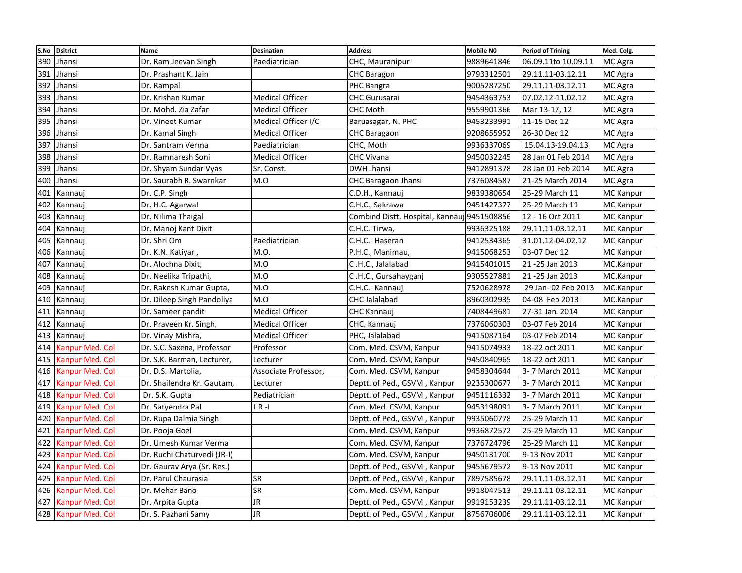| S.No | Dsitrict | Name | Desination | Address | Mobile N0 | Period of Trining | Med. Colg. |
|---|---|---|---|---|---|---|---|
| 390 | Jhansi | Dr. Ram Jeevan Singh | Paediatrician | CHC, Mauranipur | 9889641846 | 06.09.11to 10.09.11 | MC Agra |
| 391 | Jhansi | Dr. Prashant K. Jain | | CHC Baragon | 9793312501 | 29.11.11-03.12.11 | MC Agra |
| 392 | Jhansi | Dr. Rampal | | PHC Bangra | 9005287250 | 29.11.11-03.12.11 | MC Agra |
| 393 | Jhansi | Dr. Krishan Kumar | Medical Officer | CHC Gurusarai | 9454363753 | 07.02.12-11.02.12 | MC Agra |
| 394 | Jhansi | Dr. Mohd. Zia Zafar | Medical Officer | CHC Moth | 9559901366 | Mar 13-17, 12 | MC Agra |
| 395 | Jhansi | Dr. Vineet Kumar | Medical Officer I/C | Baruasagar, N. PHC | 9453233991 | 11-15 Dec 12 | MC Agra |
| 396 | Jhansi | Dr. Kamal Singh | Medical Officer | CHC Baragaon | 9208655952 | 26-30 Dec 12 | MC Agra |
| 397 | Jhansi | Dr. Santram Verma | Paediatrician | CHC, Moth | 9936337069 | 15.04.13-19.04.13 | MC Agra |
| 398 | Jhansi | Dr. Ramnaresh Soni | Medical Officer | CHC Vivana | 9450032245 | 28 Jan 01 Feb 2014 | MC Agra |
| 399 | Jhansi | Dr. Shyam Sundar Vyas | Sr. Const. | DWH Jhansi | 9412891378 | 28 Jan 01 Feb 2014 | MC Agra |
| 400 | Jhansi | Dr. Saurabh R. Swarnkar | M.O | CHC Baragaon Jhansi | 7376084587 | 21-25 March 2014 | MC Agra |
| 401 | Kannauj | Dr. C.P. Singh | | C.D.H., Kannauj | 9839380654 | 25-29 March 11 | MC Kanpur |
| 402 | Kannauj | Dr. H.C. Agarwal | | C.H.C., Sakrawa | 9451427377 | 25-29 March 11 | MC Kanpur |
| 403 | Kannauj | Dr. Nilima Thaigal | | Combind Distt. Hospital, Kannauj | 9451508856 | 12 - 16 Oct 2011 | MC Kanpur |
| 404 | Kannauj | Dr. Manoj Kant Dixit | | C.H.C.-Tirwa, | 9936325188 | 29.11.11-03.12.11 | MC Kanpur |
| 405 | Kannauj | Dr. Shri Om | Paediatrician | C.H.C.- Haseran | 9412534365 | 31.01.12-04.02.12 | MC Kanpur |
| 406 | Kannauj | Dr. K.N. Katiyar , | M.O. | P.H.C., Manimau, | 9415068253 | 03-07 Dec 12 | MC Kanpur |
| 407 | Kannauj | Dr. Alochna Dixit, | M.O | C .H.C., Jalalabad | 9415401015 | 21 -25 Jan 2013 | MC.Kanpur |
| 408 | Kannauj | Dr. Neelika Tripathi, | M.O | C .H.C., Gursahayganj | 9305527881 | 21 -25 Jan 2013 | MC.Kanpur |
| 409 | Kannauj | Dr. Rakesh Kumar Gupta, | M.O | C.H.C.- Kannauj | 7520628978 | 29 Jan- 02 Feb 2013 | MC.Kanpur |
| 410 | Kannauj | Dr. Dileep Singh Pandoliya | M.O | CHC Jalalabad | 8960302935 | 04-08 Feb 2013 | MC.Kanpur |
| 411 | Kannauj | Dr. Sameer pandit | Medical Officer | CHC Kannauj | 7408449681 | 27-31 Jan. 2014 | MC Kanpur |
| 412 | Kannauj | Dr. Praveen Kr. Singh, | Medical Officer | CHC, Kannauj | 7376060303 | 03-07 Feb 2014 | MC Kanpur |
| 413 | Kannauj | Dr. Vinay Mishra, | Medical Officer | PHC, Jalalabad | 9415087164 | 03-07 Feb 2014 | MC Kanpur |
| 414 | Kanpur Med. Col | Dr. S.C. Saxena, Professor | Professor | Com. Med. CSVM, Kanpur | 9415074933 | 18-22 oct 2011 | MC Kanpur |
| 415 | Kanpur Med. Col | Dr. S.K. Barman, Lecturer, | Lecturer | Com. Med. CSVM, Kanpur | 9450840965 | 18-22 oct 2011 | MC Kanpur |
| 416 | Kanpur Med. Col | Dr. D.S. Martolia, | Associate Professor, | Com. Med. CSVM, Kanpur | 9458304644 | 3- 7 March 2011 | MC Kanpur |
| 417 | Kanpur Med. Col | Dr. Shailendra Kr. Gautam, | Lecturer | Deptt. of Ped., GSVM , Kanpur | 9235300677 | 3- 7 March 2011 | MC Kanpur |
| 418 | Kanpur Med. Col | Dr. S.K. Gupta | Pediatrician | Deptt. of Ped., GSVM , Kanpur | 9451116332 | 3- 7 March 2011 | MC Kanpur |
| 419 | Kanpur Med. Col | Dr. Satyendra Pal | J.R.-I | Com. Med. CSVM, Kanpur | 9453198091 | 3- 7 March 2011 | MC Kanpur |
| 420 | Kanpur Med. Col | Dr. Rupa Dalmia Singh | | Deptt. of Ped., GSVM , Kanpur | 9935060778 | 25-29 March 11 | MC Kanpur |
| 421 | Kanpur Med. Col | Dr. Pooja Goel | | Com. Med. CSVM, Kanpur | 9936872572 | 25-29 March 11 | MC Kanpur |
| 422 | Kanpur Med. Col | Dr. Umesh Kumar Verma | | Com. Med. CSVM, Kanpur | 7376724796 | 25-29 March 11 | MC Kanpur |
| 423 | Kanpur Med. Col | Dr. Ruchi Chaturvedi (JR-I) | | Com. Med. CSVM, Kanpur | 9450131700 | 9-13 Nov 2011 | MC Kanpur |
| 424 | Kanpur Med. Col | Dr. Gaurav Arya (Sr. Res.) | | Deptt. of Ped., GSVM , Kanpur | 9455679572 | 9-13 Nov 2011 | MC Kanpur |
| 425 | Kanpur Med. Col | Dr. Parul Chaurasia | SR | Deptt. of Ped., GSVM , Kanpur | 7897585678 | 29.11.11-03.12.11 | MC Kanpur |
| 426 | Kanpur Med. Col | Dr. Mehar Bano | SR | Com. Med. CSVM, Kanpur | 9918047513 | 29.11.11-03.12.11 | MC Kanpur |
| 427 | Kanpur Med. Col | Dr. Arpita Gupta | JR | Deptt. of Ped., GSVM , Kanpur | 9919153239 | 29.11.11-03.12.11 | MC Kanpur |
| 428 | Kanpur Med. Col | Dr. S. Pazhani Samy | JR | Deptt. of Ped., GSVM , Kanpur | 8756706006 | 29.11.11-03.12.11 | MC Kanpur |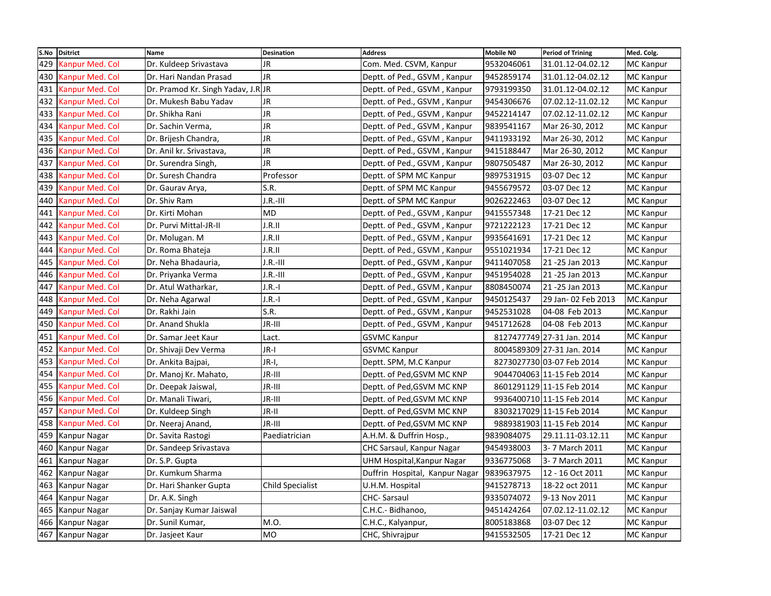| S.No | Dsitrict | Name | Desination | Address | Mobile N0 | Period of Trining | Med. Colg. |
|---|---|---|---|---|---|---|---|
| 429 | Kanpur Med. Col | Dr. Kuldeep Srivastava | JR | Com. Med. CSVM, Kanpur | 9532046061 | 31.01.12-04.02.12 | MC Kanpur |
| 430 | Kanpur Med. Col | Dr. Hari Nandan Prasad | JR | Deptt. of Ped., GSVM , Kanpur | 9452859174 | 31.01.12-04.02.12 | MC Kanpur |
| 431 | Kanpur Med. Col | Dr. Pramod Kr. Singh Yadav, J.R | JR | Deptt. of Ped., GSVM , Kanpur | 9793199350 | 31.01.12-04.02.12 | MC Kanpur |
| 432 | Kanpur Med. Col | Dr. Mukesh Babu Yadav | JR | Deptt. of Ped., GSVM , Kanpur | 9454306676 | 07.02.12-11.02.12 | MC Kanpur |
| 433 | Kanpur Med. Col | Dr. Shikha Rani | JR | Deptt. of Ped., GSVM , Kanpur | 9452214147 | 07.02.12-11.02.12 | MC Kanpur |
| 434 | Kanpur Med. Col | Dr. Sachin Verma, | JR | Deptt. of Ped., GSVM , Kanpur | 9839541167 | Mar 26-30, 2012 | MC Kanpur |
| 435 | Kanpur Med. Col | Dr. Brijesh Chandra, | JR | Deptt. of Ped., GSVM , Kanpur | 9411933192 | Mar 26-30, 2012 | MC Kanpur |
| 436 | Kanpur Med. Col | Dr. Anil kr. Srivastava, | JR | Deptt. of Ped., GSVM , Kanpur | 9415188447 | Mar 26-30, 2012 | MC Kanpur |
| 437 | Kanpur Med. Col | Dr. Surendra Singh, | JR | Deptt. of Ped., GSVM , Kanpur | 9807505487 | Mar 26-30, 2012 | MC Kanpur |
| 438 | Kanpur Med. Col | Dr. Suresh Chandra | Professor | Deptt. of SPM MC Kanpur | 9897531915 | 03-07 Dec 12 | MC Kanpur |
| 439 | Kanpur Med. Col | Dr. Gaurav Arya, | S.R. | Deptt. of SPM MC Kanpur | 9455679572 | 03-07 Dec 12 | MC Kanpur |
| 440 | Kanpur Med. Col | Dr. Shiv Ram | J.R.-III | Deptt. of SPM MC Kanpur | 9026222463 | 03-07 Dec 12 | MC Kanpur |
| 441 | Kanpur Med. Col | Dr. Kirti Mohan | MD | Deptt. of Ped., GSVM , Kanpur | 9415557348 | 17-21 Dec 12 | MC Kanpur |
| 442 | Kanpur Med. Col | Dr. Purvi Mittal-JR-II | J.R.II | Deptt. of Ped., GSVM , Kanpur | 9721222123 | 17-21 Dec 12 | MC Kanpur |
| 443 | Kanpur Med. Col | Dr. Molugan. M | J.R.II | Deptt. of Ped., GSVM , Kanpur | 9935641691 | 17-21 Dec 12 | MC Kanpur |
| 444 | Kanpur Med. Col | Dr. Roma Bhateja | J.R.II | Deptt. of Ped., GSVM , Kanpur | 9551021934 | 17-21 Dec 12 | MC Kanpur |
| 445 | Kanpur Med. Col | Dr. Neha Bhadauria, | J.R.-III | Deptt. of Ped., GSVM , Kanpur | 9411407058 | 21 -25 Jan 2013 | MC.Kanpur |
| 446 | Kanpur Med. Col | Dr. Priyanka Verma | J.R.-III | Deptt. of Ped., GSVM , Kanpur | 9451954028 | 21 -25 Jan 2013 | MC.Kanpur |
| 447 | Kanpur Med. Col | Dr. Atul Watharkar, | J.R.-I | Deptt. of Ped., GSVM , Kanpur | 8808450074 | 21 -25 Jan 2013 | MC.Kanpur |
| 448 | Kanpur Med. Col | Dr. Neha Agarwal | J.R.-I | Deptt. of Ped., GSVM , Kanpur | 9450125437 | 29 Jan- 02 Feb 2013 | MC.Kanpur |
| 449 | Kanpur Med. Col | Dr. Rakhi Jain | S.R. | Deptt. of Ped., GSVM , Kanpur | 9452531028 | 04-08 Feb 2013 | MC.Kanpur |
| 450 | Kanpur Med. Col | Dr. Anand Shukla | JR-III | Deptt. of Ped., GSVM , Kanpur | 9451712628 | 04-08 Feb 2013 | MC.Kanpur |
| 451 | Kanpur Med. Col | Dr. Samar Jeet Kaur | Lact. | GSVMC Kanpur | 8127477749 | 27-31 Jan. 2014 | MC Kanpur |
| 452 | Kanpur Med. Col | Dr. Shivaji Dev Verma | JR-I | GSVMC Kanpur | 8004589309 | 27-31 Jan. 2014 | MC Kanpur |
| 453 | Kanpur Med. Col | Dr. Ankita Bajpai, | JR-I, | Deptt. SPM, M.C Kanpur | 8273027730 | 03-07 Feb 2014 | MC Kanpur |
| 454 | Kanpur Med. Col | Dr. Manoj Kr. Mahato, | JR-III | Deptt. of Ped,GSVM MC KNP | 9044704063 | 11-15 Feb 2014 | MC Kanpur |
| 455 | Kanpur Med. Col | Dr. Deepak Jaiswal, | JR-III | Deptt. of Ped,GSVM MC KNP | 8601291129 | 11-15 Feb 2014 | MC Kanpur |
| 456 | Kanpur Med. Col | Dr. Manali Tiwari, | JR-III | Deptt. of Ped,GSVM MC KNP | 9936400710 | 11-15 Feb 2014 | MC Kanpur |
| 457 | Kanpur Med. Col | Dr. Kuldeep Singh | JR-II | Deptt. of Ped,GSVM MC KNP | 8303217029 | 11-15 Feb 2014 | MC Kanpur |
| 458 | Kanpur Med. Col | Dr. Neeraj Anand, | JR-III | Deptt. of Ped,GSVM MC KNP | 9889381903 | 11-15 Feb 2014 | MC Kanpur |
| 459 | Kanpur Nagar | Dr. Savita Rastogi | Paediatrician | A.H.M. & Duffrin Hosp., | 9839084075 | 29.11.11-03.12.11 | MC Kanpur |
| 460 | Kanpur Nagar | Dr. Sandeep Srivastava | | CHC Sarsaul, Kanpur Nagar | 9454938003 | 3- 7 March 2011 | MC Kanpur |
| 461 | Kanpur Nagar | Dr. S.P. Gupta | | UHM Hospital,Kanpur Nagar | 9336775068 | 3- 7 March 2011 | MC Kanpur |
| 462 | Kanpur Nagar | Dr. Kumkum Sharma | | Duffrin Hospital, Kanpur Nagar | 9839637975 | 12 - 16 Oct 2011 | MC Kanpur |
| 463 | Kanpur Nagar | Dr. Hari Shanker Gupta | Child Specialist | U.H.M. Hospital | 9415278713 | 18-22 oct 2011 | MC Kanpur |
| 464 | Kanpur Nagar | Dr. A.K. Singh | | CHC- Sarsaul | 9335074072 | 9-13 Nov 2011 | MC Kanpur |
| 465 | Kanpur Nagar | Dr. Sanjay Kumar Jaiswal | | C.H.C.- Bidhanoo, | 9451424264 | 07.02.12-11.02.12 | MC Kanpur |
| 466 | Kanpur Nagar | Dr. Sunil Kumar, | M.O. | C.H.C., Kalyanpur, | 8005183868 | 03-07 Dec 12 | MC Kanpur |
| 467 | Kanpur Nagar | Dr. Jasjeet Kaur | MO | CHC, Shivrajpur | 9415532505 | 17-21 Dec 12 | MC Kanpur |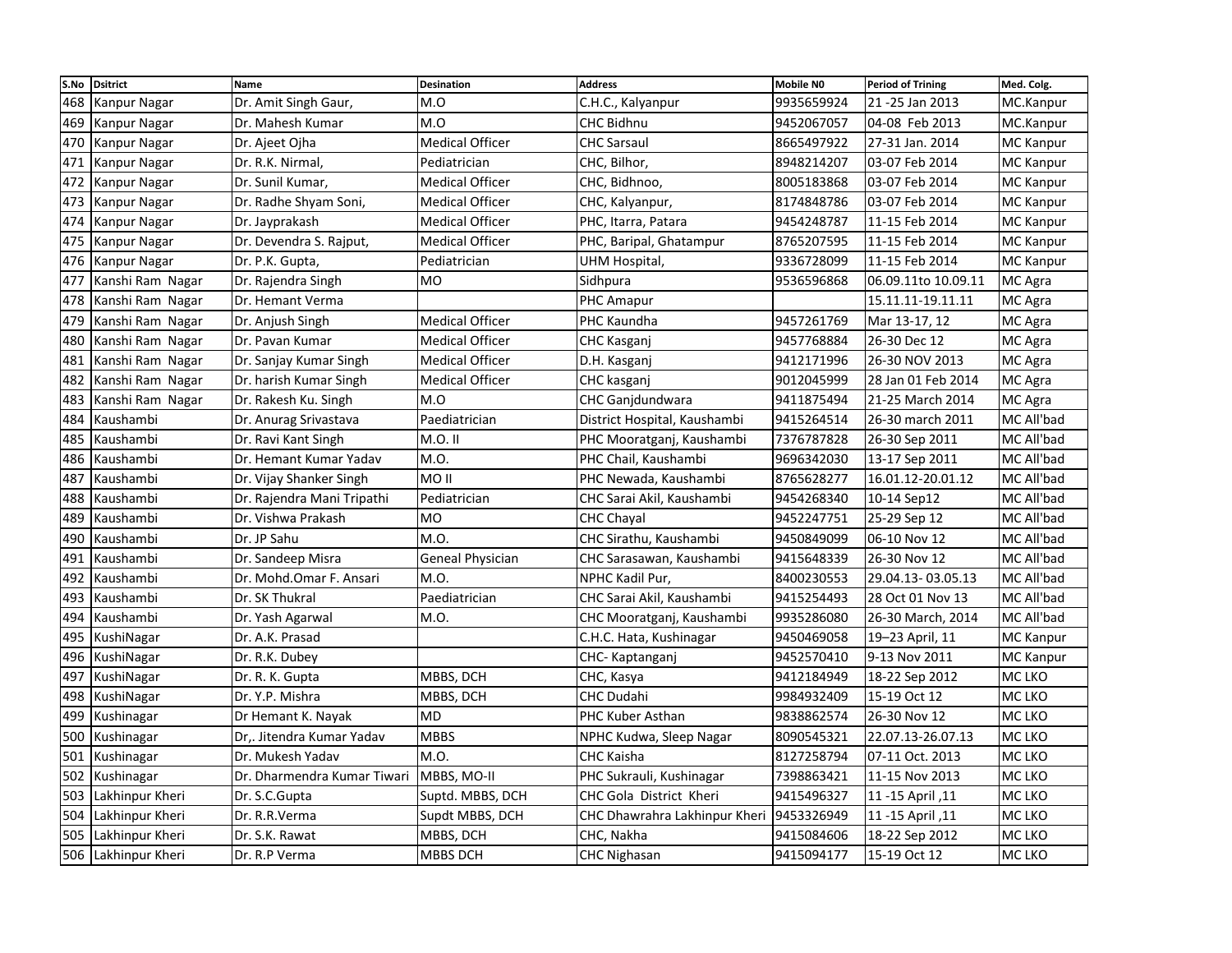| S.No | Dsitrict | Name | Desination | Address | Mobile N0 | Period of Trining | Med. Colg. |
|---|---|---|---|---|---|---|---|
| 468 | Kanpur Nagar | Dr. Amit Singh Gaur, | M.O | C.H.C., Kalyanpur | 9935659924 | 21 -25 Jan 2013 | MC.Kanpur |
| 469 | Kanpur Nagar | Dr. Mahesh Kumar | M.O | CHC Bidhnu | 9452067057 | 04-08 Feb 2013 | MC.Kanpur |
| 470 | Kanpur Nagar | Dr. Ajeet Ojha | Medical Officer | CHC Sarsaul | 8665497922 | 27-31 Jan. 2014 | MC Kanpur |
| 471 | Kanpur Nagar | Dr. R.K. Nirmal, | Pediatrician | CHC, Bilhor, | 8948214207 | 03-07 Feb 2014 | MC Kanpur |
| 472 | Kanpur Nagar | Dr. Sunil Kumar, | Medical Officer | CHC, Bidhnoo, | 8005183868 | 03-07 Feb 2014 | MC Kanpur |
| 473 | Kanpur Nagar | Dr. Radhe Shyam Soni, | Medical Officer | CHC, Kalyanpur, | 8174848786 | 03-07 Feb 2014 | MC Kanpur |
| 474 | Kanpur Nagar | Dr. Jayprakash | Medical Officer | PHC, Itarra, Patara | 9454248787 | 11-15 Feb 2014 | MC Kanpur |
| 475 | Kanpur Nagar | Dr. Devendra S. Rajput, | Medical Officer | PHC, Baripal, Ghatampur | 8765207595 | 11-15 Feb 2014 | MC Kanpur |
| 476 | Kanpur Nagar | Dr. P.K. Gupta, | Pediatrician | UHM Hospital, | 9336728099 | 11-15 Feb 2014 | MC Kanpur |
| 477 | Kanshi Ram Nagar | Dr. Rajendra Singh | MO | Sidhpura | 9536596868 | 06.09.11to 10.09.11 | MC Agra |
| 478 | Kanshi Ram Nagar | Dr. Hemant Verma | | PHC Amapur | | 15.11.11-19.11.11 | MC Agra |
| 479 | Kanshi Ram Nagar | Dr. Anjush Singh | Medical Officer | PHC Kaundha | 9457261769 | Mar 13-17, 12 | MC Agra |
| 480 | Kanshi Ram Nagar | Dr. Pavan Kumar | Medical Officer | CHC Kasganj | 9457768884 | 26-30 Dec 12 | MC Agra |
| 481 | Kanshi Ram Nagar | Dr. Sanjay Kumar Singh | Medical Officer | D.H. Kasganj | 9412171996 | 26-30 NOV 2013 | MC Agra |
| 482 | Kanshi Ram Nagar | Dr. harish Kumar Singh | Medical Officer | CHC kasganj | 9012045999 | 28 Jan 01 Feb 2014 | MC Agra |
| 483 | Kanshi Ram Nagar | Dr. Rakesh Ku. Singh | M.O | CHC Ganjdundwara | 9411875494 | 21-25 March 2014 | MC Agra |
| 484 | Kaushambi | Dr. Anurag Srivastava | Paediatrician | District Hospital, Kaushambi | 9415264514 | 26-30 march 2011 | MC All'bad |
| 485 | Kaushambi | Dr. Ravi Kant Singh | M.O. II | PHC Mooratganj, Kaushambi | 7376787828 | 26-30 Sep 2011 | MC All'bad |
| 486 | Kaushambi | Dr. Hemant Kumar Yadav | M.O. | PHC Chail, Kaushambi | 9696342030 | 13-17 Sep 2011 | MC All'bad |
| 487 | Kaushambi | Dr. Vijay Shanker Singh | MO II | PHC Newada, Kaushambi | 8765628277 | 16.01.12-20.01.12 | MC All'bad |
| 488 | Kaushambi | Dr. Rajendra Mani Tripathi | Pediatrician | CHC Sarai Akil, Kaushambi | 9454268340 | 10-14 Sep12 | MC All'bad |
| 489 | Kaushambi | Dr. Vishwa Prakash | MO | CHC Chayal | 9452247751 | 25-29 Sep 12 | MC All'bad |
| 490 | Kaushambi | Dr. JP Sahu | M.O. | CHC Sirathu, Kaushambi | 9450849099 | 06-10 Nov 12 | MC All'bad |
| 491 | Kaushambi | Dr. Sandeep Misra | Geneal Physician | CHC Sarasawan, Kaushambi | 9415648339 | 26-30 Nov 12 | MC All'bad |
| 492 | Kaushambi | Dr. Mohd.Omar F. Ansari | M.O. | NPHC Kadil Pur, | 8400230553 | 29.04.13- 03.05.13 | MC All'bad |
| 493 | Kaushambi | Dr. SK Thukral | Paediatrician | CHC Sarai Akil, Kaushambi | 9415254493 | 28 Oct 01 Nov 13 | MC All'bad |
| 494 | Kaushambi | Dr. Yash Agarwal | M.O. | CHC Mooratganj, Kaushambi | 9935286080 | 26-30 March, 2014 | MC All'bad |
| 495 | KushiNagar | Dr. A.K. Prasad | | C.H.C. Hata, Kushinagar | 9450469058 | 19–23 April, 11 | MC Kanpur |
| 496 | KushiNagar | Dr. R.K. Dubey | | CHC- Kaptanganj | 9452570410 | 9-13 Nov 2011 | MC Kanpur |
| 497 | KushiNagar | Dr. R. K. Gupta | MBBS, DCH | CHC, Kasya | 9412184949 | 18-22 Sep 2012 | MC LKO |
| 498 | KushiNagar | Dr. Y.P. Mishra | MBBS, DCH | CHC Dudahi | 9984932409 | 15-19 Oct 12 | MC LKO |
| 499 | Kushinagar | Dr Hemant K. Nayak | MD | PHC Kuber Asthan | 9838862574 | 26-30 Nov 12 | MC LKO |
| 500 | Kushinagar | Dr,. Jitendra Kumar Yadav | MBBS | NPHC Kudwa, Sleep Nagar | 8090545321 | 22.07.13-26.07.13 | MC LKO |
| 501 | Kushinagar | Dr. Mukesh Yadav | M.O. | CHC Kaisha | 8127258794 | 07-11 Oct. 2013 | MC LKO |
| 502 | Kushinagar | Dr. Dharmendra Kumar Tiwari | MBBS, MO-II | PHC Sukrauli, Kushinagar | 7398863421 | 11-15 Nov 2013 | MC LKO |
| 503 | Lakhinpur Kheri | Dr. S.C.Gupta | Suptd. MBBS, DCH | CHC Gola District Kheri | 9415496327 | 11 -15 April ,11 | MC LKO |
| 504 | Lakhinpur Kheri | Dr. R.R.Verma | Supdt MBBS, DCH | CHC Dhawrahra Lakhinpur Kheri | 9453326949 | 11 -15 April ,11 | MC LKO |
| 505 | Lakhinpur Kheri | Dr. S.K. Rawat | MBBS, DCH | CHC, Nakha | 9415084606 | 18-22 Sep 2012 | MC LKO |
| 506 | Lakhinpur Kheri | Dr. R.P Verma | MBBS DCH | CHC Nighasan | 9415094177 | 15-19 Oct 12 | MC LKO |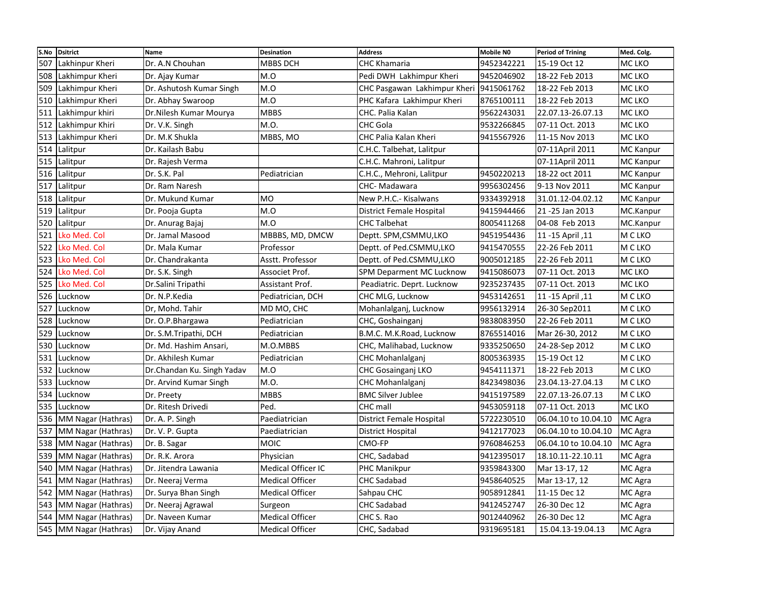| S.No | Dsitrict | Name | Desination | Address | Mobile N0 | Period of Trining | Med. Colg. |
|---|---|---|---|---|---|---|---|
| 507 | Lakhinpur Kheri | Dr. A.N Chouhan | MBBS DCH | CHC Khamaria | 9452342221 | 15-19 Oct 12 | MC LKO |
| 508 | Lakhimpur Kheri | Dr. Ajay Kumar | M.O | Pedi DWH Lakhimpur Kheri | 9452046902 | 18-22 Feb 2013 | MC LKO |
| 509 | Lakhimpur Kheri | Dr. Ashutosh Kumar Singh | M.O | CHC Pasgawan Lakhimpur Kheri | 9415061762 | 18-22 Feb 2013 | MC LKO |
| 510 | Lakhimpur Kheri | Dr. Abhay Swaroop | M.O | PHC Kafara Lakhimpur Kheri | 8765100111 | 18-22 Feb 2013 | MC LKO |
| 511 | Lakhimpur khiri | Dr.Nilesh Kumar Mourya | MBBS | CHC. Palia Kalan | 9562243031 | 22.07.13-26.07.13 | MC LKO |
| 512 | Lakhimpur Khiri | Dr. V.K. Singh | M.O. | CHC Gola | 9532266845 | 07-11 Oct. 2013 | MC LKO |
| 513 | Lakhimpur Kheri | Dr. M.K Shukla | MBBS, MO | CHC Palia Kalan Kheri | 9415567926 | 11-15 Nov 2013 | MC LKO |
| 514 | Lalitpur | Dr. Kailash Babu | | C.H.C. Talbehat, Lalitpur | | 07-11April 2011 | MC Kanpur |
| 515 | Lalitpur | Dr. Rajesh Verma | | C.H.C. Mahroni, Lalitpur | | 07-11April 2011 | MC Kanpur |
| 516 | Lalitpur | Dr. S.K. Pal | Pediatrician | C.H.C., Mehroni, Lalitpur | 9450220213 | 18-22 oct 2011 | MC Kanpur |
| 517 | Lalitpur | Dr. Ram Naresh | | CHC- Madawara | 9956302456 | 9-13 Nov 2011 | MC Kanpur |
| 518 | Lalitpur | Dr. Mukund Kumar | MO | New P.H.C.- Kisalwans | 9334392918 | 31.01.12-04.02.12 | MC Kanpur |
| 519 | Lalitpur | Dr. Pooja Gupta | M.O | District Female Hospital | 9415944466 | 21 -25 Jan 2013 | MC.Kanpur |
| 520 | Lalitpur | Dr. Anurag Bajaj | M.O | CHC Talbehat | 8005411268 | 04-08 Feb 2013 | MC.Kanpur |
| 521 | Lko Med. Col | Dr. Jamal Masood | MBBBS, MD, DMCW | Deptt. SPM,CSMMU,LKO | 9451954436 | 11 -15 April ,11 | M C LKO |
| 522 | Lko Med. Col | Dr. Mala Kumar | Professor | Deptt. of Ped.CSMMU,LKO | 9415470555 | 22-26 Feb 2011 | M C LKO |
| 523 | Lko Med. Col | Dr. Chandrakanta | Asstt. Professor | Deptt. of Ped.CSMMU,LKO | 9005012185 | 22-26 Feb 2011 | M C LKO |
| 524 | Lko Med. Col | Dr. S.K. Singh | Associet Prof. | SPM Deparment MC Lucknow | 9415086073 | 07-11 Oct. 2013 | MC LKO |
| 525 | Lko Med. Col | Dr.Salini Tripathi | Assistant Prof. | Peadiatric. Deprt. Lucknow | 9235237435 | 07-11 Oct. 2013 | MC LKO |
| 526 | Lucknow | Dr. N.P.Kedia | Pediatrician, DCH | CHC MLG, Lucknow | 9453142651 | 11 -15 April ,11 | M C LKO |
| 527 | Lucknow | Dr, Mohd. Tahir | MD MO, CHC | Mohanlalganj, Lucknow | 9956132914 | 26-30 Sep2011 | M C LKO |
| 528 | Lucknow | Dr. O.P.Bhargawa | Pediatrician | CHC, Goshainganj | 9838083950 | 22-26 Feb 2011 | M C LKO |
| 529 | Lucknow | Dr. S.M.Tripathi, DCH | Pediatrician | B.M.C. M.K.Road, Lucknow | 8765514016 | Mar 26-30, 2012 | M C LKO |
| 530 | Lucknow | Dr. Md. Hashim Ansari, | M.O.MBBS | CHC, Malihabad, Lucknow | 9335250650 | 24-28-Sep 2012 | M C LKO |
| 531 | Lucknow | Dr. Akhilesh Kumar | Pediatrician | CHC Mohanlalganj | 8005363935 | 15-19 Oct 12 | M C LKO |
| 532 | Lucknow | Dr.Chandan Ku. Singh Yadav | M.O | CHC Gosainganj LKO | 9454111371 | 18-22 Feb 2013 | M C LKO |
| 533 | Lucknow | Dr. Arvind Kumar Singh | M.O. | CHC Mohanlalganj | 8423498036 | 23.04.13-27.04.13 | M C LKO |
| 534 | Lucknow | Dr. Preety | MBBS | BMC Silver Jublee | 9415197589 | 22.07.13-26.07.13 | M C LKO |
| 535 | Lucknow | Dr. Ritesh Drivedi | Ped. | CHC mall | 9453059118 | 07-11 Oct. 2013 | MC LKO |
| 536 | MM Nagar (Hathras) | Dr. A. P. Singh | Paediatrician | District Female Hospital | 5722230510 | 06.04.10 to 10.04.10 | MC Agra |
| 537 | MM Nagar (Hathras) | Dr. V. P. Gupta | Paediatrician | District Hospital | 9412177023 | 06.04.10 to 10.04.10 | MC Agra |
| 538 | MM Nagar (Hathras) | Dr. B. Sagar | MOIC | CMO-FP | 9760846253 | 06.04.10 to 10.04.10 | MC Agra |
| 539 | MM Nagar (Hathras) | Dr. R.K. Arora | Physician | CHC, Sadabad | 9412395017 | 18.10.11-22.10.11 | MC Agra |
| 540 | MM Nagar (Hathras) | Dr. Jitendra Lawania | Medical Officer IC | PHC Manikpur | 9359843300 | Mar 13-17, 12 | MC Agra |
| 541 | MM Nagar (Hathras) | Dr. Neeraj Verma | Medical Officer | CHC Sadabad | 9458640525 | Mar 13-17, 12 | MC Agra |
| 542 | MM Nagar (Hathras) | Dr. Surya Bhan Singh | Medical Officer | Sahpau CHC | 9058912841 | 11-15 Dec 12 | MC Agra |
| 543 | MM Nagar (Hathras) | Dr. Neeraj Agrawal | Surgeon | CHC Sadabad | 9412452747 | 26-30 Dec 12 | MC Agra |
| 544 | MM Nagar (Hathras) | Dr. Naveen Kumar | Medical Officer | CHC S. Rao | 9012440962 | 26-30 Dec 12 | MC Agra |
| 545 | MM Nagar (Hathras) | Dr. Vijay Anand | Medical Officer | CHC, Sadabad | 9319695181 | 15.04.13-19.04.13 | MC Agra |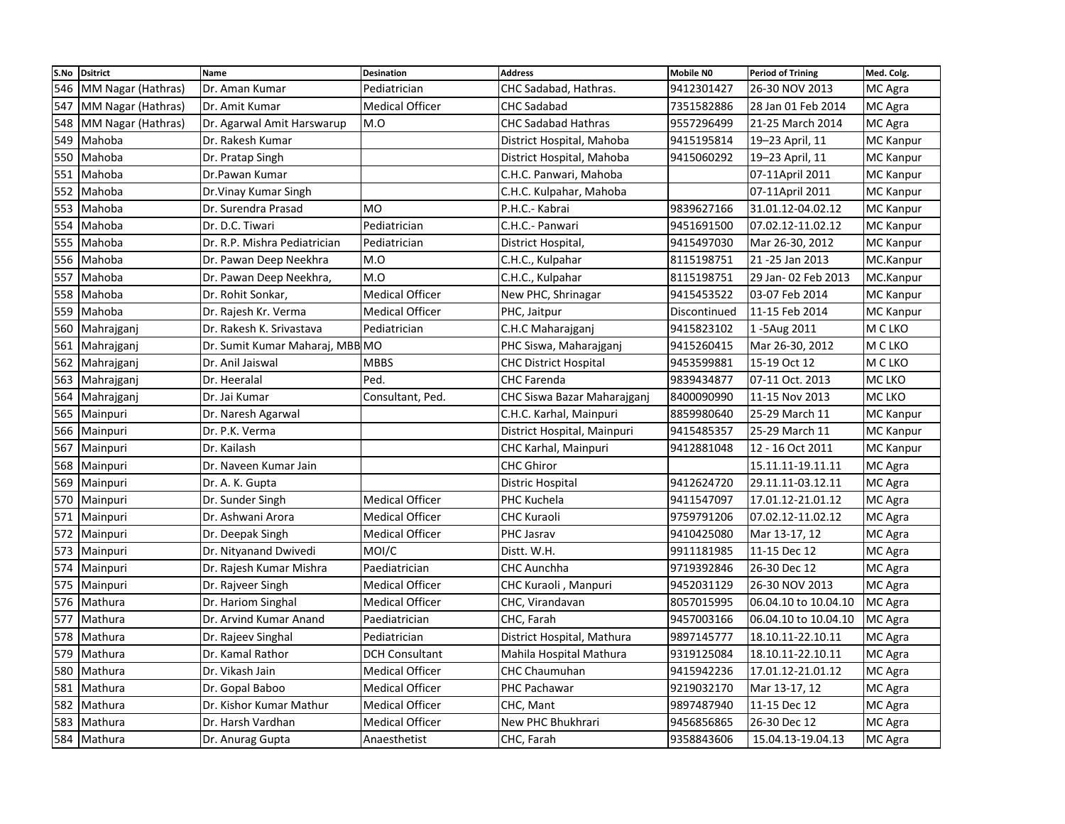| S.No | Dsitrict | Name | Desination | Address | Mobile N0 | Period of Trining | Med. Colg. |
|---|---|---|---|---|---|---|---|
| 546 | MM Nagar (Hathras) | Dr. Aman Kumar | Pediatrician | CHC Sadabad, Hathras. | 9412301427 | 26-30 NOV 2013 | MC Agra |
| 547 | MM Nagar (Hathras) | Dr. Amit Kumar | Medical Officer | CHC Sadabad | 7351582886 | 28 Jan 01 Feb 2014 | MC Agra |
| 548 | MM Nagar (Hathras) | Dr. Agarwal Amit Harswarup | M.O | CHC Sadabad Hathras | 9557296499 | 21-25 March 2014 | MC Agra |
| 549 | Mahoba | Dr. Rakesh Kumar | | District Hospital, Mahoba | 9415195814 | 19–23 April, 11 | MC Kanpur |
| 550 | Mahoba | Dr. Pratap Singh | | District Hospital, Mahoba | 9415060292 | 19–23 April, 11 | MC Kanpur |
| 551 | Mahoba | Dr.Pawan Kumar | | C.H.C. Panwari, Mahoba | | 07-11April 2011 | MC Kanpur |
| 552 | Mahoba | Dr.Vinay Kumar Singh | | C.H.C. Kulpahar, Mahoba | | 07-11April 2011 | MC Kanpur |
| 553 | Mahoba | Dr. Surendra Prasad | MO | P.H.C.- Kabrai | 9839627166 | 31.01.12-04.02.12 | MC Kanpur |
| 554 | Mahoba | Dr. D.C. Tiwari | Pediatrician | C.H.C.- Panwari | 9451691500 | 07.02.12-11.02.12 | MC Kanpur |
| 555 | Mahoba | Dr. R.P. Mishra Pediatrician | Pediatrician | District Hospital, | 9415497030 | Mar 26-30, 2012 | MC Kanpur |
| 556 | Mahoba | Dr. Pawan Deep Neekhra | M.O | C.H.C., Kulpahar | 8115198751 | 21 -25 Jan 2013 | MC.Kanpur |
| 557 | Mahoba | Dr. Pawan Deep Neekhra, | M.O | C.H.C., Kulpahar | 8115198751 | 29 Jan- 02 Feb 2013 | MC.Kanpur |
| 558 | Mahoba | Dr. Rohit Sonkar, | Medical Officer | New PHC, Shrinagar | 9415453522 | 03-07 Feb 2014 | MC Kanpur |
| 559 | Mahoba | Dr. Rajesh Kr. Verma | Medical Officer | PHC, Jaitpur | Discontinued | 11-15 Feb 2014 | MC Kanpur |
| 560 | Mahrajganj | Dr. Rakesh K. Srivastava | Pediatrician | C.H.C Maharajganj | 9415823102 | 1 -5Aug 2011 | M C LKO |
| 561 | Mahrajganj | Dr. Sumit Kumar Maharaj, MBB | MO | PHC Siswa, Maharajganj | 9415260415 | Mar 26-30, 2012 | M C LKO |
| 562 | Mahrajganj | Dr. Anil Jaiswal | MBBS | CHC District Hospital | 9453599881 | 15-19 Oct 12 | M C LKO |
| 563 | Mahrajganj | Dr. Heeralal | Ped. | CHC Farenda | 9839434877 | 07-11 Oct. 2013 | MC LKO |
| 564 | Mahrajganj | Dr. Jai Kumar | Consultant, Ped. | CHC Siswa Bazar Maharajganj | 8400090990 | 11-15 Nov 2013 | MC LKO |
| 565 | Mainpuri | Dr. Naresh Agarwal | | C.H.C. Karhal, Mainpuri | 8859980640 | 25-29 March 11 | MC Kanpur |
| 566 | Mainpuri | Dr. P.K. Verma | | District Hospital, Mainpuri | 9415485357 | 25-29 March 11 | MC Kanpur |
| 567 | Mainpuri | Dr. Kailash | | CHC Karhal, Mainpuri | 9412881048 | 12 - 16 Oct 2011 | MC Kanpur |
| 568 | Mainpuri | Dr. Naveen Kumar Jain | | CHC Ghiror | | 15.11.11-19.11.11 | MC Agra |
| 569 | Mainpuri | Dr. A. K. Gupta | | Distric Hospital | 9412624720 | 29.11.11-03.12.11 | MC Agra |
| 570 | Mainpuri | Dr. Sunder Singh | Medical Officer | PHC Kuchela | 9411547097 | 17.01.12-21.01.12 | MC Agra |
| 571 | Mainpuri | Dr. Ashwani Arora | Medical Officer | CHC Kuraoli | 9759791206 | 07.02.12-11.02.12 | MC Agra |
| 572 | Mainpuri | Dr. Deepak Singh | Medical Officer | PHC Jasrav | 9410425080 | Mar 13-17, 12 | MC Agra |
| 573 | Mainpuri | Dr. Nityanand Dwivedi | MOI/C | Distt. W.H. | 9911181985 | 11-15 Dec 12 | MC Agra |
| 574 | Mainpuri | Dr. Rajesh Kumar Mishra | Paediatrician | CHC Aunchha | 9719392846 | 26-30 Dec 12 | MC Agra |
| 575 | Mainpuri | Dr. Rajveer Singh | Medical Officer | CHC Kuraoli , Manpuri | 9452031129 | 26-30 NOV 2013 | MC Agra |
| 576 | Mathura | Dr. Hariom Singhal | Medical Officer | CHC, Virandavan | 8057015995 | 06.04.10 to 10.04.10 | MC Agra |
| 577 | Mathura | Dr. Arvind Kumar Anand | Paediatrician | CHC, Farah | 9457003166 | 06.04.10 to 10.04.10 | MC Agra |
| 578 | Mathura | Dr. Rajeev Singhal | Pediatrician | District Hospital, Mathura | 9897145777 | 18.10.11-22.10.11 | MC Agra |
| 579 | Mathura | Dr. Kamal Rathor | DCH Consultant | Mahila Hospital Mathura | 9319125084 | 18.10.11-22.10.11 | MC Agra |
| 580 | Mathura | Dr. Vikash Jain | Medical Officer | CHC Chaumuhan | 9415942236 | 17.01.12-21.01.12 | MC Agra |
| 581 | Mathura | Dr. Gopal Baboo | Medical Officer | PHC Pachawar | 9219032170 | Mar 13-17, 12 | MC Agra |
| 582 | Mathura | Dr. Kishor Kumar Mathur | Medical Officer | CHC, Mant | 9897487940 | 11-15 Dec 12 | MC Agra |
| 583 | Mathura | Dr. Harsh Vardhan | Medical Officer | New PHC Bhukhrari | 9456856865 | 26-30 Dec 12 | MC Agra |
| 584 | Mathura | Dr. Anurag Gupta | Anaesthetist | CHC, Farah | 9358843606 | 15.04.13-19.04.13 | MC Agra |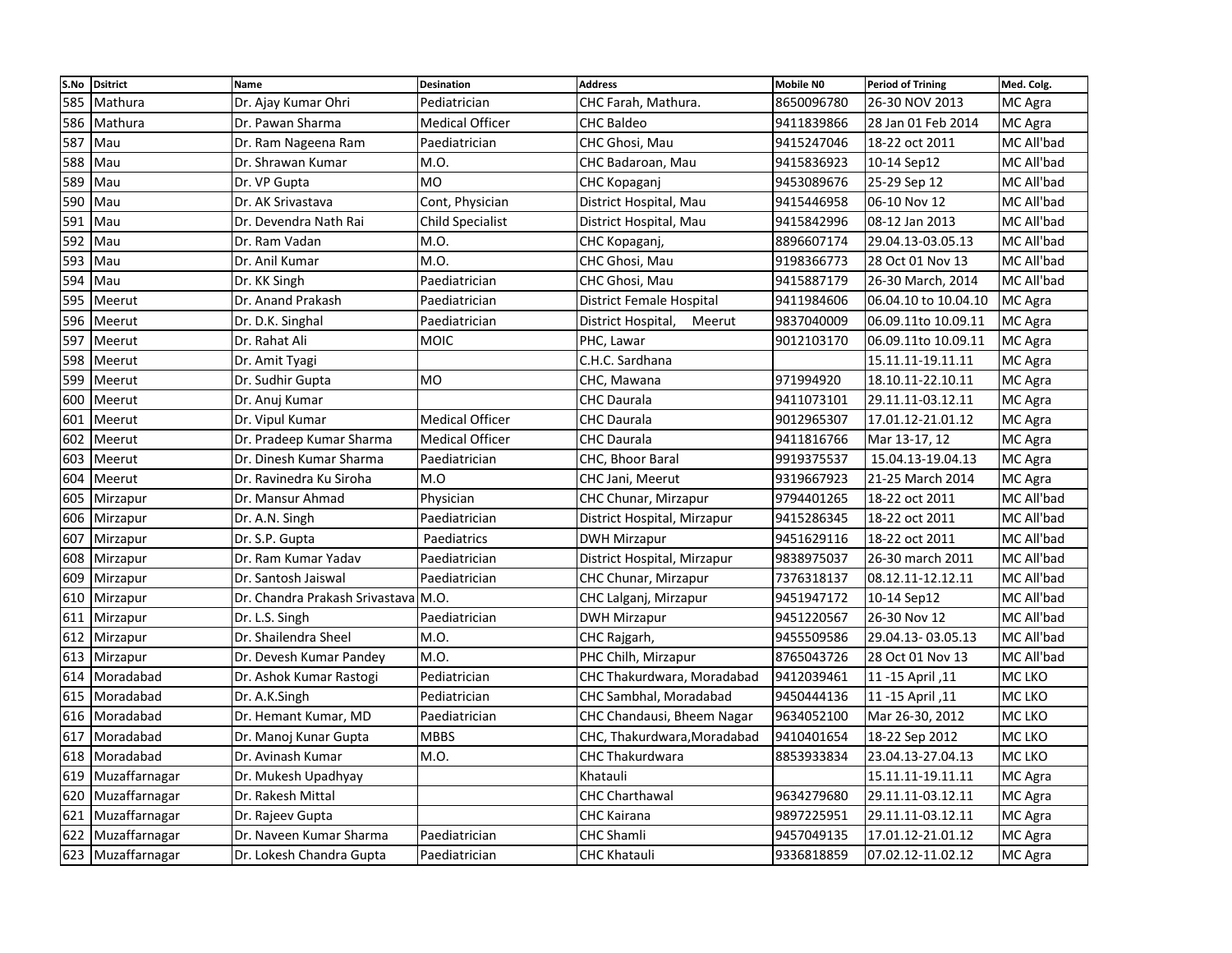| S.No | Dsitrict | Name | Desination | Address | Mobile N0 | Period of Trining | Med. Colg. |
|---|---|---|---|---|---|---|---|
| 585 | Mathura | Dr. Ajay Kumar Ohri | Pediatrician | CHC Farah, Mathura. | 8650096780 | 26-30 NOV 2013 | MC Agra |
| 586 | Mathura | Dr. Pawan Sharma | Medical Officer | CHC Baldeo | 9411839866 | 28 Jan 01 Feb 2014 | MC Agra |
| 587 | Mau | Dr. Ram Nageena Ram | Paediatrician | CHC Ghosi, Mau | 9415247046 | 18-22 oct 2011 | MC All'bad |
| 588 | Mau | Dr. Shrawan Kumar | M.O. | CHC Badaroan, Mau | 9415836923 | 10-14 Sep12 | MC All'bad |
| 589 | Mau | Dr. VP Gupta | MO | CHC Kopaganj | 9453089676 | 25-29 Sep 12 | MC All'bad |
| 590 | Mau | Dr. AK Srivastava | Cont, Physician | District Hospital, Mau | 9415446958 | 06-10 Nov 12 | MC All'bad |
| 591 | Mau | Dr. Devendra Nath Rai | Child Specialist | District Hospital, Mau | 9415842996 | 08-12 Jan 2013 | MC All'bad |
| 592 | Mau | Dr. Ram Vadan | M.O. | CHC Kopaganj, | 8896607174 | 29.04.13-03.05.13 | MC All'bad |
| 593 | Mau | Dr. Anil Kumar | M.O. | CHC Ghosi, Mau | 9198366773 | 28 Oct 01 Nov 13 | MC All'bad |
| 594 | Mau | Dr. KK Singh | Paediatrician | CHC Ghosi, Mau | 9415887179 | 26-30 March, 2014 | MC All'bad |
| 595 | Meerut | Dr. Anand Prakash | Paediatrician | District Female Hospital | 9411984606 | 06.04.10 to 10.04.10 | MC Agra |
| 596 | Meerut | Dr. D.K. Singhal | Paediatrician | District Hospital, Meerut | 9837040009 | 06.09.11to 10.09.11 | MC Agra |
| 597 | Meerut | Dr. Rahat Ali | MOIC | PHC, Lawar | 9012103170 | 06.09.11to 10.09.11 | MC Agra |
| 598 | Meerut | Dr. Amit Tyagi | | C.H.C. Sardhana | | 15.11.11-19.11.11 | MC Agra |
| 599 | Meerut | Dr. Sudhir Gupta | MO | CHC, Mawana | 971994920 | 18.10.11-22.10.11 | MC Agra |
| 600 | Meerut | Dr. Anuj Kumar | | CHC Daurala | 9411073101 | 29.11.11-03.12.11 | MC Agra |
| 601 | Meerut | Dr. Vipul Kumar | Medical Officer | CHC Daurala | 9012965307 | 17.01.12-21.01.12 | MC Agra |
| 602 | Meerut | Dr. Pradeep Kumar Sharma | Medical Officer | CHC Daurala | 9411816766 | Mar 13-17, 12 | MC Agra |
| 603 | Meerut | Dr. Dinesh Kumar Sharma | Paediatrician | CHC, Bhoor Baral | 9919375537 | 15.04.13-19.04.13 | MC Agra |
| 604 | Meerut | Dr. Ravinedra Ku Siroha | M.O | CHC Jani, Meerut | 9319667923 | 21-25 March 2014 | MC Agra |
| 605 | Mirzapur | Dr. Mansur Ahmad | Physician | CHC Chunar, Mirzapur | 9794401265 | 18-22 oct 2011 | MC All'bad |
| 606 | Mirzapur | Dr. A.N. Singh | Paediatrician | District Hospital, Mirzapur | 9415286345 | 18-22 oct 2011 | MC All'bad |
| 607 | Mirzapur | Dr. S.P. Gupta | Paediatrics | DWH Mirzapur | 9451629116 | 18-22 oct 2011 | MC All'bad |
| 608 | Mirzapur | Dr. Ram Kumar Yadav | Paediatrician | District Hospital, Mirzapur | 9838975037 | 26-30 march 2011 | MC All'bad |
| 609 | Mirzapur | Dr. Santosh Jaiswal | Paediatrician | CHC Chunar, Mirzapur | 7376318137 | 08.12.11-12.12.11 | MC All'bad |
| 610 | Mirzapur | Dr. Chandra Prakash Srivastava | M.O. | CHC Lalganj, Mirzapur | 9451947172 | 10-14 Sep12 | MC All'bad |
| 611 | Mirzapur | Dr. L.S. Singh | Paediatrician | DWH Mirzapur | 9451220567 | 26-30 Nov 12 | MC All'bad |
| 612 | Mirzapur | Dr. Shailendra Sheel | M.O. | CHC Rajgarh, | 9455509586 | 29.04.13- 03.05.13 | MC All'bad |
| 613 | Mirzapur | Dr. Devesh Kumar Pandey | M.O. | PHC Chilh, Mirzapur | 8765043726 | 28 Oct 01 Nov 13 | MC All'bad |
| 614 | Moradabad | Dr. Ashok Kumar Rastogi | Pediatrician | CHC Thakurdwara, Moradabad | 9412039461 | 11 -15 April ,11 | MC LKO |
| 615 | Moradabad | Dr. A.K.Singh | Pediatrician | CHC Sambhal, Moradabad | 9450444136 | 11 -15 April ,11 | MC LKO |
| 616 | Moradabad | Dr. Hemant Kumar, MD | Paediatrician | CHC Chandausi, Bheem Nagar | 9634052100 | Mar 26-30, 2012 | MC LKO |
| 617 | Moradabad | Dr. Manoj Kunar Gupta | MBBS | CHC, Thakurdwara,Moradabad | 9410401654 | 18-22 Sep 2012 | MC LKO |
| 618 | Moradabad | Dr. Avinash Kumar | M.O. | CHC Thakurdwara | 8853933834 | 23.04.13-27.04.13 | MC LKO |
| 619 | Muzaffarnagar | Dr. Mukesh Upadhyay | | Khatauli | | 15.11.11-19.11.11 | MC Agra |
| 620 | Muzaffarnagar | Dr. Rakesh Mittal | | CHC Charthawal | 9634279680 | 29.11.11-03.12.11 | MC Agra |
| 621 | Muzaffarnagar | Dr. Rajeev Gupta | | CHC Kairana | 9897225951 | 29.11.11-03.12.11 | MC Agra |
| 622 | Muzaffarnagar | Dr. Naveen Kumar Sharma | Paediatrician | CHC Shamli | 9457049135 | 17.01.12-21.01.12 | MC Agra |
| 623 | Muzaffarnagar | Dr. Lokesh Chandra Gupta | Paediatrician | CHC Khatauli | 9336818859 | 07.02.12-11.02.12 | MC Agra |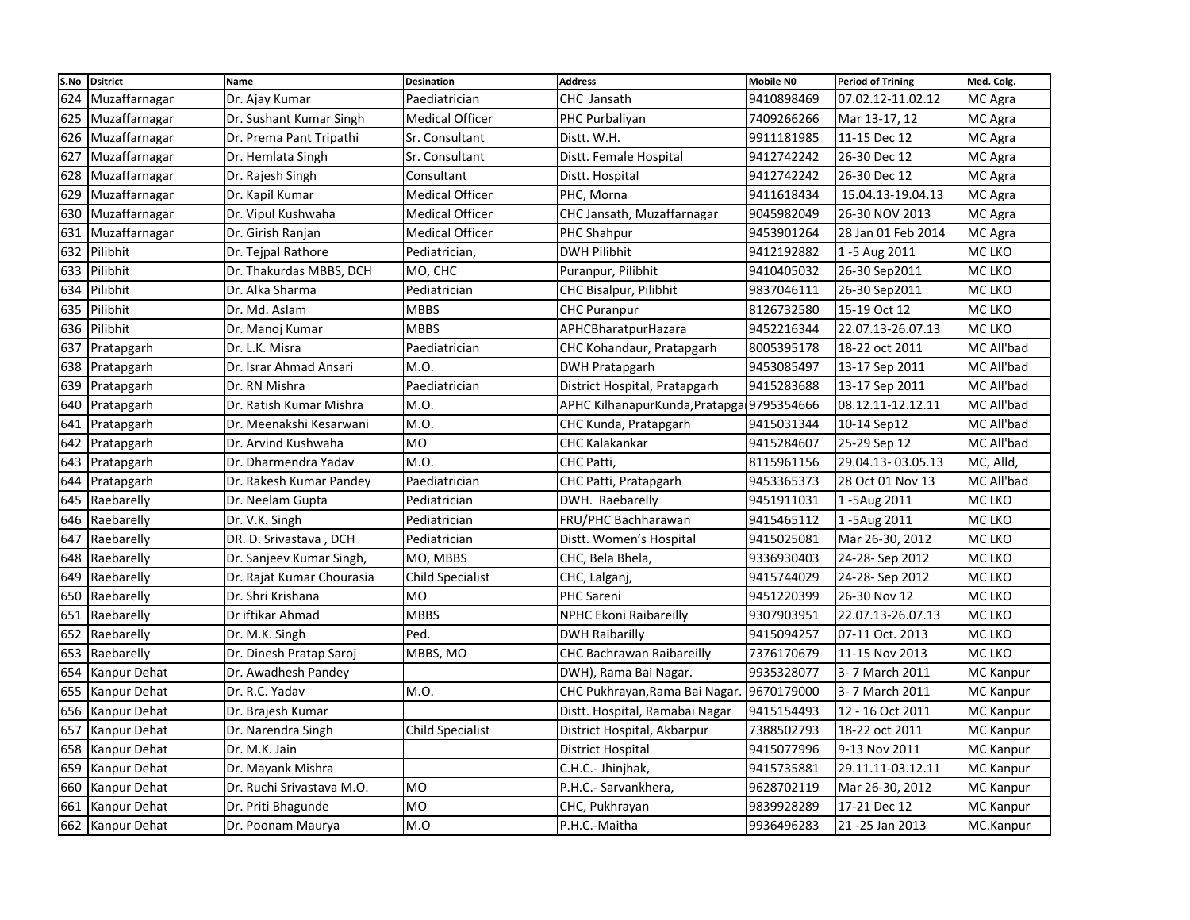| S.No | Dsitrict | Name | Desination | Address | Mobile N0 | Period of Trining | Med. Colg. |
|---|---|---|---|---|---|---|---|
| 624 | Muzaffarnagar | Dr. Ajay Kumar | Paediatrician | CHC Jansath | 9410898469 | 07.02.12-11.02.12 | MC Agra |
| 625 | Muzaffarnagar | Dr. Sushant Kumar Singh | Medical Officer | PHC Purbaliyan | 7409266266 | Mar 13-17, 12 | MC Agra |
| 626 | Muzaffarnagar | Dr. Prema Pant Tripathi | Sr. Consultant | Distt. W.H. | 9911181985 | 11-15 Dec 12 | MC Agra |
| 627 | Muzaffarnagar | Dr. Hemlata Singh | Sr. Consultant | Distt. Female Hospital | 9412742242 | 26-30 Dec 12 | MC Agra |
| 628 | Muzaffarnagar | Dr. Rajesh Singh | Consultant | Distt. Hospital | 9412742242 | 26-30 Dec 12 | MC Agra |
| 629 | Muzaffarnagar | Dr. Kapil Kumar | Medical Officer | PHC, Morna | 9411618434 | 15.04.13-19.04.13 | MC Agra |
| 630 | Muzaffarnagar | Dr. Vipul Kushwaha | Medical Officer | CHC Jansath, Muzaffarnagar | 9045982049 | 26-30 NOV 2013 | MC Agra |
| 631 | Muzaffarnagar | Dr. Girish Ranjan | Medical Officer | PHC Shahpur | 9453901264 | 28 Jan 01 Feb 2014 | MC Agra |
| 632 | Pilibhit | Dr. Tejpal Rathore | Pediatrician, | DWH Pilibhit | 9412192882 | 1 -5 Aug 2011 | MC LKO |
| 633 | Pilibhit | Dr. Thakurdas MBBS, DCH | MO, CHC | Puranpur, Pilibhit | 9410405032 | 26-30 Sep2011 | MC LKO |
| 634 | Pilibhit | Dr. Alka Sharma | Pediatrician | CHC Bisalpur, Pilibhit | 9837046111 | 26-30 Sep2011 | MC LKO |
| 635 | Pilibhit | Dr. Md. Aslam | MBBS | CHC Puranpur | 8126732580 | 15-19 Oct 12 | MC LKO |
| 636 | Pilibhit | Dr. Manoj Kumar | MBBS | APHCBharatpurHazara | 9452216344 | 22.07.13-26.07.13 | MC LKO |
| 637 | Pratapgarh | Dr. L.K. Misra | Paediatrician | CHC Kohandaur, Pratapgarh | 8005395178 | 18-22 oct 2011 | MC All'bad |
| 638 | Pratapgarh | Dr. Israr Ahmad Ansari | M.O. | DWH Pratapgarh | 9453085497 | 13-17 Sep 2011 | MC All'bad |
| 639 | Pratapgarh | Dr. RN Mishra | Paediatrician | District Hospital, Pratapgarh | 9415283688 | 13-17 Sep 2011 | MC All'bad |
| 640 | Pratapgarh | Dr. Ratish Kumar Mishra | M.O. | APHC KilhanapurKunda,Pratapga | 9795354666 | 08.12.11-12.12.11 | MC All'bad |
| 641 | Pratapgarh | Dr. Meenakshi Kesarwani | M.O. | CHC Kunda, Pratapgarh | 9415031344 | 10-14 Sep12 | MC All'bad |
| 642 | Pratapgarh | Dr. Arvind Kushwaha | MO | CHC Kalakankar | 9415284607 | 25-29 Sep 12 | MC All'bad |
| 643 | Pratapgarh | Dr. Dharmendra Yadav | M.O. | CHC Patti, | 8115961156 | 29.04.13- 03.05.13 | MC, Alld, |
| 644 | Pratapgarh | Dr. Rakesh Kumar Pandey | Paediatrician | CHC Patti, Pratapgarh | 9453365373 | 28 Oct 01 Nov 13 | MC All'bad |
| 645 | Raebarelly | Dr. Neelam Gupta | Pediatrician | DWH. Raebarelly | 9451911031 | 1 -5Aug 2011 | MC LKO |
| 646 | Raebarelly | Dr. V.K. Singh | Pediatrician | FRU/PHC Bachharawan | 9415465112 | 1 -5Aug 2011 | MC LKO |
| 647 | Raebarelly | DR. D. Srivastava , DCH | Pediatrician | Distt. Women's Hospital | 9415025081 | Mar 26-30, 2012 | MC LKO |
| 648 | Raebarelly | Dr. Sanjeev Kumar Singh, | MO, MBBS | CHC, Bela Bhela, | 9336930403 | 24-28- Sep 2012 | MC LKO |
| 649 | Raebarelly | Dr. Rajat Kumar Chourasia | Child Specialist | CHC, Lalganj, | 9415744029 | 24-28- Sep 2012 | MC LKO |
| 650 | Raebarelly | Dr. Shri Krishana | MO | PHC Sareni | 9451220399 | 26-30 Nov 12 | MC LKO |
| 651 | Raebarelly | Dr iftikar Ahmad | MBBS | NPHC Ekoni Raibareilly | 9307903951 | 22.07.13-26.07.13 | MC LKO |
| 652 | Raebarelly | Dr. M.K. Singh | Ped. | DWH Raibarilly | 9415094257 | 07-11 Oct. 2013 | MC LKO |
| 653 | Raebarelly | Dr. Dinesh Pratap Saroj | MBBS, MO | CHC Bachrawan Raibareilly | 7376170679 | 11-15 Nov 2013 | MC LKO |
| 654 | Kanpur Dehat | Dr. Awadhesh Pandey | | DWH), Rama Bai Nagar. | 9935328077 | 3- 7 March 2011 | MC Kanpur |
| 655 | Kanpur Dehat | Dr. R.C. Yadav | M.O. | CHC Pukhrayan,Rama Bai Nagar. | 9670179000 | 3- 7 March 2011 | MC Kanpur |
| 656 | Kanpur Dehat | Dr. Brajesh Kumar | | Distt. Hospital, Ramabai Nagar | 9415154493 | 12 - 16 Oct 2011 | MC Kanpur |
| 657 | Kanpur Dehat | Dr. Narendra Singh | Child Specialist | District Hospital, Akbarpur | 7388502793 | 18-22 oct 2011 | MC Kanpur |
| 658 | Kanpur Dehat | Dr. M.K. Jain | | District Hospital | 9415077996 | 9-13 Nov 2011 | MC Kanpur |
| 659 | Kanpur Dehat | Dr. Mayank Mishra | | C.H.C.- Jhinjhak, | 9415735881 | 29.11.11-03.12.11 | MC Kanpur |
| 660 | Kanpur Dehat | Dr. Ruchi Srivastava M.O. | MO | P.H.C.- Sarvankhera, | 9628702119 | Mar 26-30, 2012 | MC Kanpur |
| 661 | Kanpur Dehat | Dr. Priti Bhagunde | MO | CHC, Pukhrayan | 9839928289 | 17-21 Dec 12 | MC Kanpur |
| 662 | Kanpur Dehat | Dr. Poonam Maurya | M.O | P.H.C.-Maitha | 9936496283 | 21 -25 Jan 2013 | MC.Kanpur |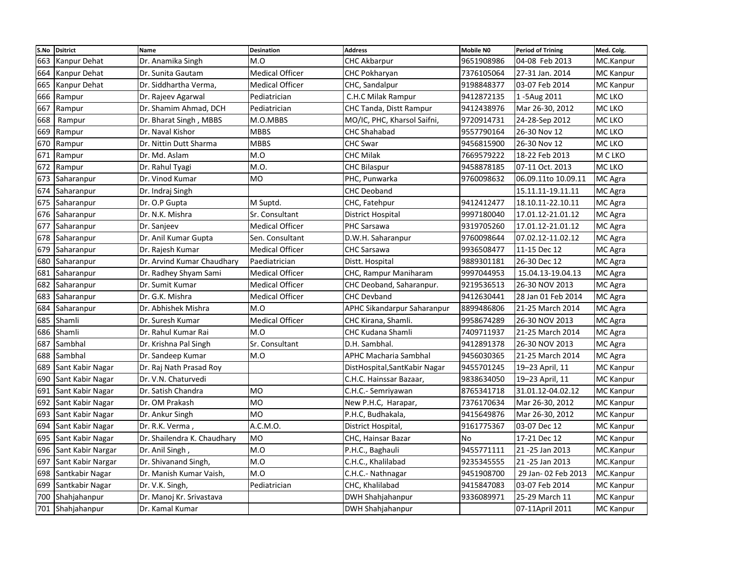| S.No | Dsitrict | Name | Desination | Address | Mobile N0 | Period of Trining | Med. Colg. |
|---|---|---|---|---|---|---|---|
| 663 | Kanpur Dehat | Dr. Anamika Singh | M.O | CHC Akbarpur | 9651908986 | 04-08 Feb 2013 | MC.Kanpur |
| 664 | Kanpur Dehat | Dr. Sunita Gautam | Medical Officer | CHC Pokharyan | 7376105064 | 27-31 Jan. 2014 | MC Kanpur |
| 665 | Kanpur Dehat | Dr. Siddhartha Verma, | Medical Officer | CHC, Sandalpur | 9198848377 | 03-07 Feb 2014 | MC Kanpur |
| 666 | Rampur | Dr. Rajeev Agarwal | Pediatrician | C.H.C Milak Rampur | 9412872135 | 1 -5Aug 2011 | MC LKO |
| 667 | Rampur | Dr. Shamim Ahmad, DCH | Pediatrician | CHC Tanda, Distt Rampur | 9412438976 | Mar 26-30, 2012 | MC LKO |
| 668 | Rampur | Dr. Bharat Singh , MBBS | M.O.MBBS | MO/IC, PHC, Kharsol Saifni, | 9720914731 | 24-28-Sep 2012 | MC LKO |
| 669 | Rampur | Dr. Naval Kishor | MBBS | CHC Shahabad | 9557790164 | 26-30 Nov 12 | MC LKO |
| 670 | Rampur | Dr. Nittin Dutt Sharma | MBBS | CHC Swar | 9456815900 | 26-30 Nov 12 | MC LKO |
| 671 | Rampur | Dr. Md. Aslam | M.O | CHC Milak | 7669579222 | 18-22 Feb 2013 | M C LKO |
| 672 | Rampur | Dr. Rahul Tyagi | M.O. | CHC Bilaspur | 9458878185 | 07-11 Oct. 2013 | MC LKO |
| 673 | Saharanpur | Dr. Vinod Kumar | MO | PHC, Punwarka | 9760098632 | 06.09.11to 10.09.11 | MC Agra |
| 674 | Saharanpur | Dr. Indraj Singh | | CHC Deoband | | 15.11.11-19.11.11 | MC Agra |
| 675 | Saharanpur | Dr. O.P Gupta | M Suptd. | CHC, Fatehpur | 9412412477 | 18.10.11-22.10.11 | MC Agra |
| 676 | Saharanpur | Dr. N.K. Mishra | Sr. Consultant | District Hospital | 9997180040 | 17.01.12-21.01.12 | MC Agra |
| 677 | Saharanpur | Dr. Sanjeev | Medical Officer | PHC Sarsawa | 9319705260 | 17.01.12-21.01.12 | MC Agra |
| 678 | Saharanpur | Dr. Anil Kumar Gupta | Sen. Consultant | D.W.H. Saharanpur | 9760098644 | 07.02.12-11.02.12 | MC Agra |
| 679 | Saharanpur | Dr. Rajesh Kumar | Medical Officer | CHC Sarsawa | 9936508477 | 11-15 Dec 12 | MC Agra |
| 680 | Saharanpur | Dr. Arvind Kumar Chaudhary | Paediatrician | Distt. Hospital | 9889301181 | 26-30 Dec 12 | MC Agra |
| 681 | Saharanpur | Dr. Radhey Shyam Sami | Medical Officer | CHC, Rampur Maniharam | 9997044953 | 15.04.13-19.04.13 | MC Agra |
| 682 | Saharanpur | Dr. Sumit Kumar | Medical Officer | CHC Deoband, Saharanpur. | 9219536513 | 26-30 NOV 2013 | MC Agra |
| 683 | Saharanpur | Dr. G.K. Mishra | Medical Officer | CHC Devband | 9412630441 | 28 Jan 01 Feb 2014 | MC Agra |
| 684 | Saharanpur | Dr. Abhishek Mishra | M.O | APHC Sikandarpur Saharanpur | 8899486806 | 21-25 March 2014 | MC Agra |
| 685 | Shamli | Dr. Suresh Kumar | Medical Officer | CHC Kirana, Shamli. | 9958674289 | 26-30 NOV 2013 | MC Agra |
| 686 | Shamli | Dr. Rahul Kumar Rai | M.O | CHC Kudana Shamli | 7409711937 | 21-25 March 2014 | MC Agra |
| 687 | Sambhal | Dr. Krishna Pal Singh | Sr. Consultant | D.H. Sambhal. | 9412891378 | 26-30 NOV 2013 | MC Agra |
| 688 | Sambhal | Dr. Sandeep Kumar | M.O | APHC Macharia Sambhal | 9456030365 | 21-25 March 2014 | MC Agra |
| 689 | Sant Kabir Nagar | Dr. Raj Nath Prasad Roy | | DistHospital,SantKabir Nagar | 9455701245 | 19–23 April, 11 | MC Kanpur |
| 690 | Sant Kabir Nagar | Dr. V.N. Chaturvedi | | C.H.C. Hainssar Bazaar, | 9838634050 | 19–23 April, 11 | MC Kanpur |
| 691 | Sant Kabir Nagar | Dr. Satish Chandra | MO | C.H.C.- Semriyawan | 8765341718 | 31.01.12-04.02.12 | MC Kanpur |
| 692 | Sant Kabir Nagar | Dr. OM Prakash | MO | New P.H.C, Harapar, | 7376170634 | Mar 26-30, 2012 | MC Kanpur |
| 693 | Sant Kabir Nagar | Dr. Ankur Singh | MO | P.H.C, Budhakala, | 9415649876 | Mar 26-30, 2012 | MC Kanpur |
| 694 | Sant Kabir Nagar | Dr. R.K. Verma , | A.C.M.O. | District Hospital, | 9161775367 | 03-07 Dec 12 | MC Kanpur |
| 695 | Sant Kabir Nagar | Dr. Shailendra K. Chaudhary | MO | CHC, Hainsar Bazar | No | 17-21 Dec 12 | MC Kanpur |
| 696 | Sant Kabir Nargar | Dr. Anil Singh , | M.O | P.H.C., Baghauli | 9455771111 | 21 -25 Jan 2013 | MC.Kanpur |
| 697 | Sant Kabir Nargar | Dr. Shivanand Singh, | M.O | C.H.C., Khalilabad | 9235345555 | 21 -25 Jan 2013 | MC.Kanpur |
| 698 | Santkabir Nagar | Dr. Manish Kumar Vaish, | M.O | C.H.C.- Nathnagar | 9451908700 | 29 Jan- 02 Feb 2013 | MC.Kanpur |
| 699 | Santkabir Nagar | Dr. V.K. Singh, | Pediatrician | CHC, Khalilabad | 9415847083 | 03-07 Feb 2014 | MC Kanpur |
| 700 | Shahjahanpur | Dr. Manoj Kr. Srivastava | | DWH Shahjahanpur | 9336089971 | 25-29 March 11 | MC Kanpur |
| 701 | Shahjahanpur | Dr. Kamal Kumar | | DWH Shahjahanpur | | 07-11April 2011 | MC Kanpur |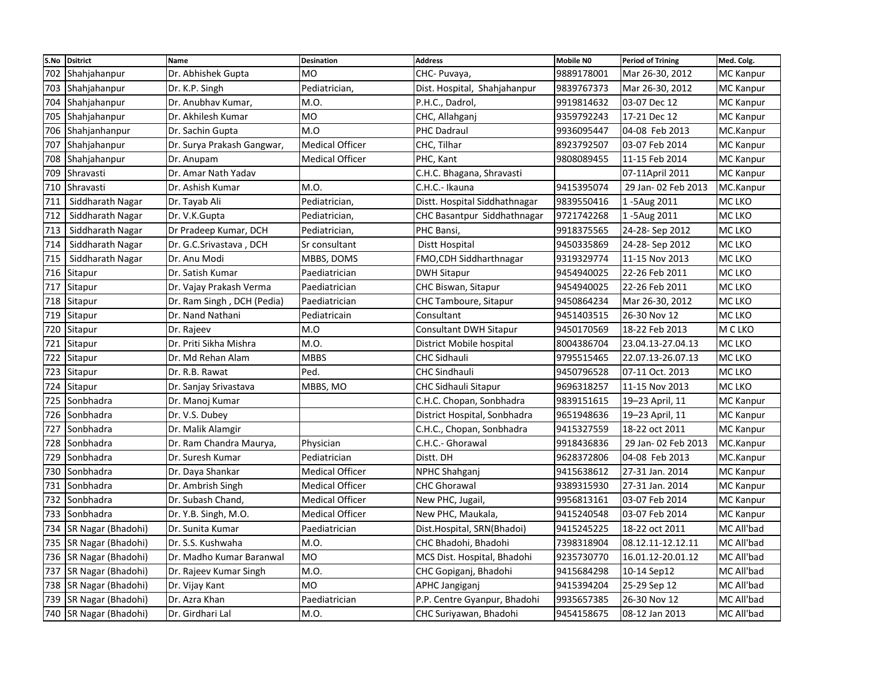| S.No | Dsitrict | Name | Desination | Address | Mobile N0 | Period of Trining | Med. Colg. |
|---|---|---|---|---|---|---|---|
| 702 | Shahjahanpur | Dr. Abhishek Gupta | MO | CHC- Puvaya, | 9889178001 | Mar 26-30, 2012 | MC Kanpur |
| 703 | Shahjahanpur | Dr. K.P. Singh | Pediatrician, | Dist. Hospital, Shahjahanpur | 9839767373 | Mar 26-30, 2012 | MC Kanpur |
| 704 | Shahjahanpur | Dr. Anubhav Kumar, | M.O. | P.H.C., Dadrol, | 9919814632 | 03-07 Dec 12 | MC Kanpur |
| 705 | Shahjahanpur | Dr. Akhilesh Kumar | MO | CHC, Allahganj | 9359792243 | 17-21 Dec 12 | MC Kanpur |
| 706 | Shahjanhanpur | Dr. Sachin Gupta | M.O | PHC Dadraul | 9936095447 | 04-08 Feb 2013 | MC.Kanpur |
| 707 | Shahjahanpur | Dr. Surya Prakash Gangwar, | Medical Officer | CHC, Tilhar | 8923792507 | 03-07 Feb 2014 | MC Kanpur |
| 708 | Shahjahanpur | Dr. Anupam | Medical Officer | PHC, Kant | 9808089455 | 11-15 Feb 2014 | MC Kanpur |
| 709 | Shravasti | Dr. Amar Nath Yadav | | C.H.C. Bhagana, Shravasti | | 07-11April 2011 | MC Kanpur |
| 710 | Shravasti | Dr. Ashish Kumar | M.O. | C.H.C.- Ikauna | 9415395074 | 29 Jan- 02 Feb 2013 | MC.Kanpur |
| 711 | Siddharath Nagar | Dr. Tayab Ali | Pediatrician, | Distt. Hospital Siddhathnagar | 9839550416 | 1 -5Aug 2011 | MC LKO |
| 712 | Siddharath Nagar | Dr. V.K.Gupta | Pediatrician, | CHC Basantpur Siddhathnagar | 9721742268 | 1 -5Aug 2011 | MC LKO |
| 713 | Siddharath Nagar | Dr Pradeep Kumar, DCH | Pediatrician, | PHC Bansi, | 9918375565 | 24-28- Sep 2012 | MC LKO |
| 714 | Siddharath Nagar | Dr. G.C.Srivastava , DCH | Sr consultant | Distt Hospital | 9450335869 | 24-28- Sep 2012 | MC LKO |
| 715 | Siddharath Nagar | Dr. Anu Modi | MBBS, DOMS | FMO,CDH Siddharthnagar | 9319329774 | 11-15 Nov 2013 | MC LKO |
| 716 | Sitapur | Dr. Satish Kumar | Paediatrician | DWH Sitapur | 9454940025 | 22-26 Feb 2011 | MC LKO |
| 717 | Sitapur | Dr. Vajay Prakash Verma | Paediatrician | CHC Biswan, Sitapur | 9454940025 | 22-26 Feb 2011 | MC LKO |
| 718 | Sitapur | Dr. Ram Singh , DCH (Pedia) | Paediatrician | CHC Tamboure, Sitapur | 9450864234 | Mar 26-30, 2012 | MC LKO |
| 719 | Sitapur | Dr. Nand Nathani | Pediatricain | Consultant | 9451403515 | 26-30 Nov 12 | MC LKO |
| 720 | Sitapur | Dr. Rajeev | M.O | Consultant DWH Sitapur | 9450170569 | 18-22 Feb 2013 | M C LKO |
| 721 | Sitapur | Dr. Priti Sikha Mishra | M.O. | District Mobile hospital | 8004386704 | 23.04.13-27.04.13 | MC LKO |
| 722 | Sitapur | Dr. Md Rehan Alam | MBBS | CHC Sidhauli | 9795515465 | 22.07.13-26.07.13 | MC LKO |
| 723 | Sitapur | Dr. R.B. Rawat | Ped. | CHC Sindhauli | 9450796528 | 07-11 Oct. 2013 | MC LKO |
| 724 | Sitapur | Dr. Sanjay Srivastava | MBBS, MO | CHC Sidhauli Sitapur | 9696318257 | 11-15 Nov 2013 | MC LKO |
| 725 | Sonbhadra | Dr. Manoj Kumar | | C.H.C. Chopan, Sonbhadra | 9839151615 | 19–23 April, 11 | MC Kanpur |
| 726 | Sonbhadra | Dr. V.S. Dubey | | District Hospital, Sonbhadra | 9651948636 | 19–23 April, 11 | MC Kanpur |
| 727 | Sonbhadra | Dr. Malik Alamgir | | C.H.C., Chopan, Sonbhadra | 9415327559 | 18-22 oct 2011 | MC Kanpur |
| 728 | Sonbhadra | Dr. Ram Chandra Maurya, | Physician | C.H.C.- Ghorawal | 9918436836 | 29 Jan- 02 Feb 2013 | MC.Kanpur |
| 729 | Sonbhadra | Dr. Suresh Kumar | Pediatrician | Distt. DH | 9628372806 | 04-08 Feb 2013 | MC.Kanpur |
| 730 | Sonbhadra | Dr. Daya Shankar | Medical Officer | NPHC Shahganj | 9415638612 | 27-31 Jan. 2014 | MC Kanpur |
| 731 | Sonbhadra | Dr. Ambrish Singh | Medical Officer | CHC Ghorawal | 9389315930 | 27-31 Jan. 2014 | MC Kanpur |
| 732 | Sonbhadra | Dr. Subash Chand, | Medical Officer | New PHC, Jugail, | 9956813161 | 03-07 Feb 2014 | MC Kanpur |
| 733 | Sonbhadra | Dr. Y.B. Singh, M.O. | Medical Officer | New PHC, Maukala, | 9415240548 | 03-07 Feb 2014 | MC Kanpur |
| 734 | SR Nagar (Bhadohi) | Dr. Sunita Kumar | Paediatrician | Dist.Hospital, SRN(Bhadoi) | 9415245225 | 18-22 oct 2011 | MC All'bad |
| 735 | SR Nagar (Bhadohi) | Dr. S.S. Kushwaha | M.O. | CHC Bhadohi, Bhadohi | 7398318904 | 08.12.11-12.12.11 | MC All'bad |
| 736 | SR Nagar (Bhadohi) | Dr. Madho Kumar Baranwal | MO | MCS Dist. Hospital, Bhadohi | 9235730770 | 16.01.12-20.01.12 | MC All'bad |
| 737 | SR Nagar (Bhadohi) | Dr. Rajeev Kumar Singh | M.O. | CHC Gopiganj, Bhadohi | 9415684298 | 10-14 Sep12 | MC All'bad |
| 738 | SR Nagar (Bhadohi) | Dr. Vijay Kant | MO | APHC Jangiganj | 9415394204 | 25-29 Sep 12 | MC All'bad |
| 739 | SR Nagar (Bhadohi) | Dr. Azra Khan | Paediatrician | P.P. Centre Gyanpur, Bhadohi | 9935657385 | 26-30 Nov 12 | MC All'bad |
| 740 | SR Nagar (Bhadohi) | Dr. Girdhari Lal | M.O. | CHC Suriyawan, Bhadohi | 9454158675 | 08-12 Jan 2013 | MC All'bad |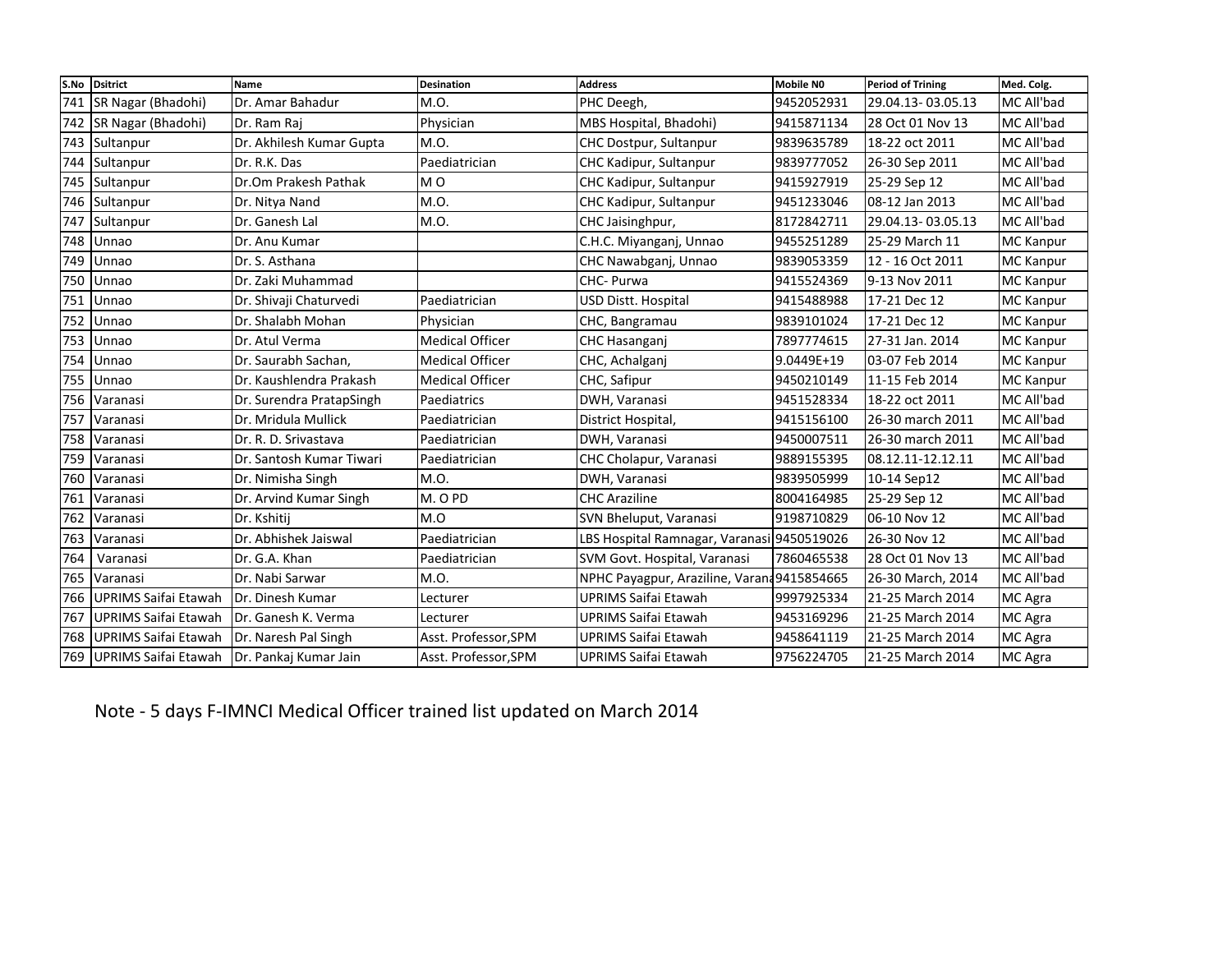| S.No | Dsitrict | Name | Desination | Address | Mobile N0 | Period of Trining | Med. Colg. |
|---|---|---|---|---|---|---|---|
| 741 | SR Nagar (Bhadohi) | Dr. Amar Bahadur | M.O. | PHC Deegh, | 9452052931 | 29.04.13- 03.05.13 | MC All'bad |
| 742 | SR Nagar (Bhadohi) | Dr. Ram Raj | Physician | MBS Hospital, Bhadohi) | 9415871134 | 28 Oct 01 Nov 13 | MC All'bad |
| 743 | Sultanpur | Dr. Akhilesh Kumar Gupta | M.O. | CHC Dostpur, Sultanpur | 9839635789 | 18-22 oct 2011 | MC All'bad |
| 744 | Sultanpur | Dr. R.K. Das | Paediatrician | CHC Kadipur, Sultanpur | 9839777052 | 26-30 Sep 2011 | MC All'bad |
| 745 | Sultanpur | Dr.Om Prakesh Pathak | M O | CHC Kadipur, Sultanpur | 9415927919 | 25-29 Sep 12 | MC All'bad |
| 746 | Sultanpur | Dr. Nitya Nand | M.O. | CHC Kadipur, Sultanpur | 9451233046 | 08-12 Jan 2013 | MC All'bad |
| 747 | Sultanpur | Dr. Ganesh Lal | M.O. | CHC Jaisinghpur, | 8172842711 | 29.04.13- 03.05.13 | MC All'bad |
| 748 | Unnao | Dr. Anu Kumar | | C.H.C. Miyanganj, Unnao | 9455251289 | 25-29 March 11 | MC Kanpur |
| 749 | Unnao | Dr. S. Asthana | | CHC Nawabganj, Unnao | 9839053359 | 12 - 16 Oct 2011 | MC Kanpur |
| 750 | Unnao | Dr. Zaki Muhammad | | CHC- Purwa | 9415524369 | 9-13 Nov 2011 | MC Kanpur |
| 751 | Unnao | Dr. Shivaji Chaturvedi | Paediatrician | USD Distt. Hospital | 9415488988 | 17-21 Dec 12 | MC Kanpur |
| 752 | Unnao | Dr. Shalabh Mohan | Physician | CHC, Bangramau | 9839101024 | 17-21 Dec 12 | MC Kanpur |
| 753 | Unnao | Dr. Atul Verma | Medical Officer | CHC Hasanganj | 7897774615 | 27-31 Jan. 2014 | MC Kanpur |
| 754 | Unnao | Dr. Saurabh Sachan, | Medical Officer | CHC, Achalganj | 9.0449E+19 | 03-07 Feb 2014 | MC Kanpur |
| 755 | Unnao | Dr. Kaushlendra Prakash | Medical Officer | CHC, Safipur | 9450210149 | 11-15 Feb 2014 | MC Kanpur |
| 756 | Varanasi | Dr. Surendra PratapSingh | Paediatrics | DWH, Varanasi | 9451528334 | 18-22 oct 2011 | MC All'bad |
| 757 | Varanasi | Dr. Mridula Mullick | Paediatrician | District Hospital, | 9415156100 | 26-30 march 2011 | MC All'bad |
| 758 | Varanasi | Dr. R. D. Srivastava | Paediatrician | DWH, Varanasi | 9450007511 | 26-30 march 2011 | MC All'bad |
| 759 | Varanasi | Dr. Santosh Kumar Tiwari | Paediatrician | CHC Cholapur, Varanasi | 9889155395 | 08.12.11-12.12.11 | MC All'bad |
| 760 | Varanasi | Dr. Nimisha Singh | M.O. | DWH, Varanasi | 9839505999 | 10-14 Sep12 | MC All'bad |
| 761 | Varanasi | Dr. Arvind Kumar Singh | M. O PD | CHC Araziline | 8004164985 | 25-29 Sep 12 | MC All'bad |
| 762 | Varanasi | Dr. Kshitij | M.O | SVN Bheluput, Varanasi | 9198710829 | 06-10 Nov 12 | MC All'bad |
| 763 | Varanasi | Dr. Abhishek Jaiswal | Paediatrician | LBS Hospital Ramnagar, Varanasi | 9450519026 | 26-30 Nov 12 | MC All'bad |
| 764 | Varanasi | Dr. G.A. Khan | Paediatrician | SVM Govt. Hospital, Varanasi | 7860465538 | 28 Oct 01 Nov 13 | MC All'bad |
| 765 | Varanasi | Dr. Nabi Sarwar | M.O. | NPHC Payagpur, Araziline, Varana | 9415854665 | 26-30 March, 2014 | MC All'bad |
| 766 | UPRIMS Saifai Etawah | Dr. Dinesh Kumar | Lecturer | UPRIMS Saifai Etawah | 9997925334 | 21-25 March 2014 | MC Agra |
| 767 | UPRIMS Saifai Etawah | Dr. Ganesh K. Verma | Lecturer | UPRIMS Saifai Etawah | 9453169296 | 21-25 March 2014 | MC Agra |
| 768 | UPRIMS Saifai Etawah | Dr. Naresh Pal Singh | Asst. Professor,SPM | UPRIMS Saifai Etawah | 9458641119 | 21-25 March 2014 | MC Agra |
| 769 | UPRIMS Saifai Etawah | Dr. Pankaj Kumar Jain | Asst. Professor,SPM | UPRIMS Saifai Etawah | 9756224705 | 21-25 March 2014 | MC Agra |

Note - 5 days F-IMNCI Medical Officer trained list updated on March 2014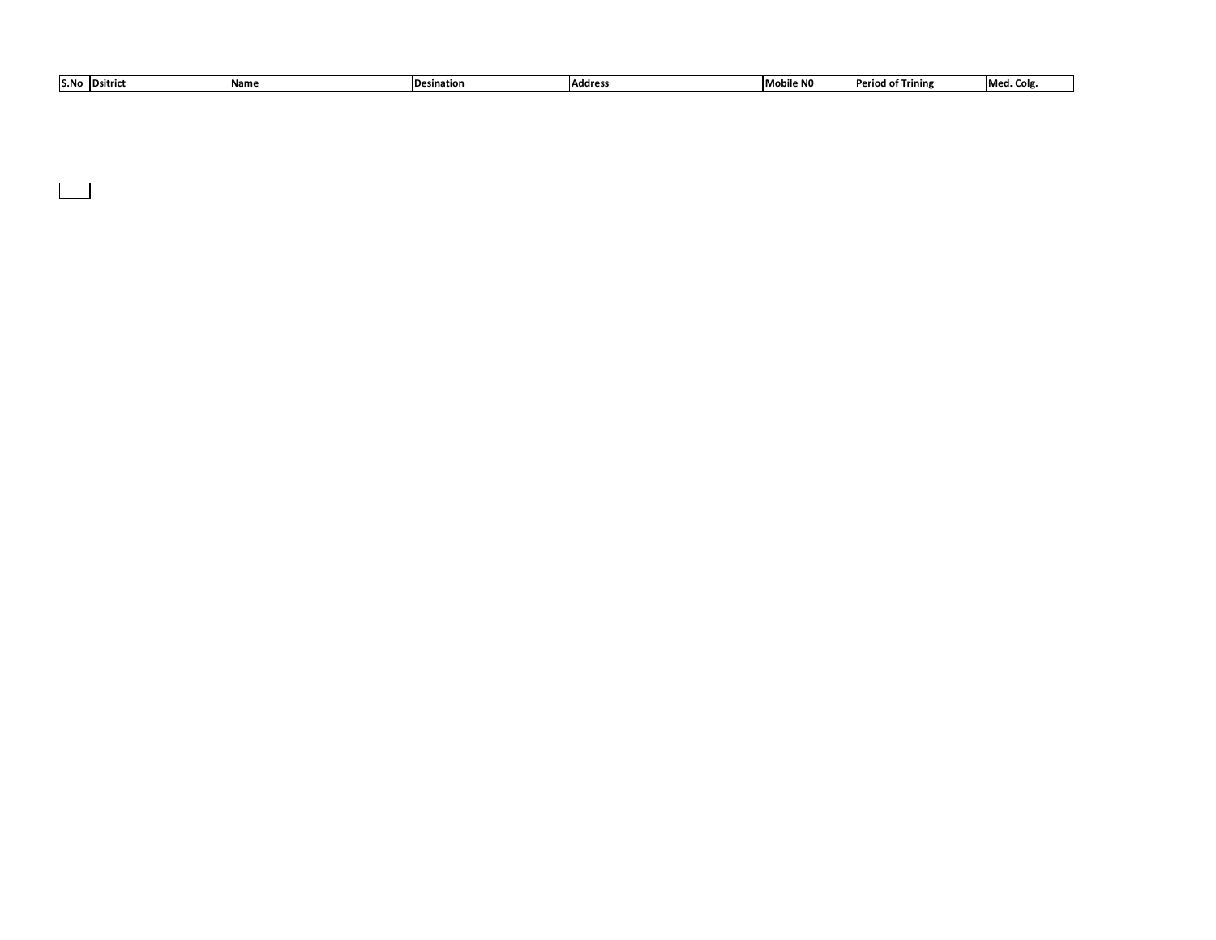| S.No | Dsitrict | Name | Desination | Address | Mobile N0 | Period of Trining | Med. Colg. |
|---|---|---|---|---|---|---|---|